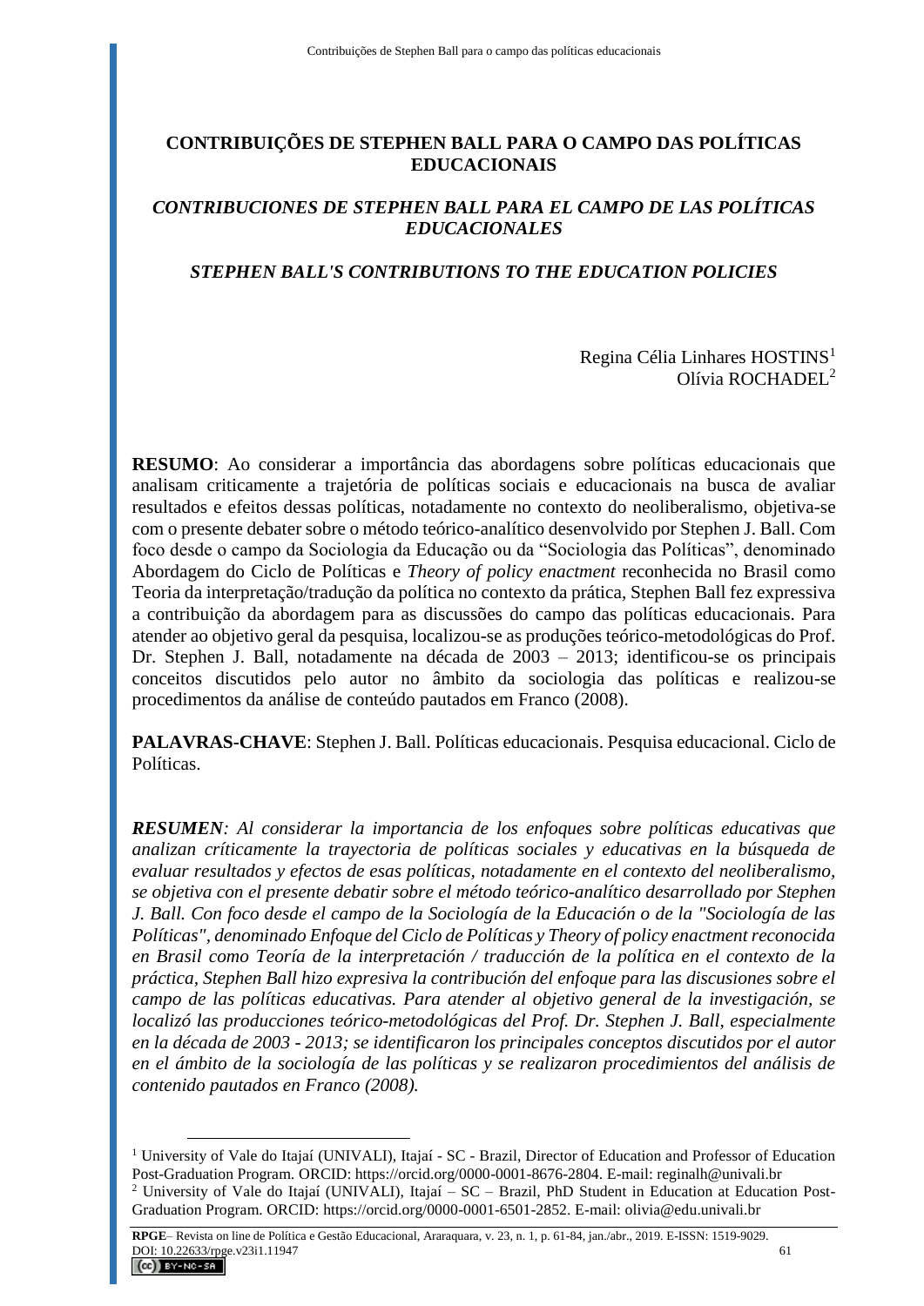# CONTRIBUIÇÕES DE STEPHEN BALL PARA O CAMPO DAS POLÍTICAS EDUCACIONAIS

## *CONTRIBUCIONES DE STEPHEN BALL PARA EL CAMPO DE LAS POLÍTICAS EDUCACIONALES*

## *STEPHEN BALL'S CONTRIBUTIONS TO THE EDUCATION POLICIES*

Regina Célia Linhares HOSTINS[1]
Olívia ROCHADEL[2]

**RESUMO**: Ao considerar a importância das abordagens sobre políticas educacionais que analisam criticamente a trajetória de políticas sociais e educacionais na busca de avaliar resultados e efeitos dessas políticas, notadamente no contexto do neoliberalismo, objetiva-se com o presente debater sobre o método teórico-analítico desenvolvido por Stephen J. Ball. Com foco desde o campo da Sociologia da Educação ou da "Sociologia das Políticas", denominado Abordagem do Ciclo de Políticas e *Theory of policy enactment* reconhecida no Brasil como Teoria da interpretação/tradução da política no contexto da prática, Stephen Ball fez expressiva a contribuição da abordagem para as discussões do campo das políticas educacionais. Para atender ao objetivo geral da pesquisa, localizou-se as produções teórico-metodológicas do Prof. Dr. Stephen J. Ball, notadamente na década de 2003 – 2013; identificou-se os principais conceitos discutidos pelo autor no âmbito da sociologia das políticas e realizou-se procedimentos da análise de conteúdo pautados em Franco (2008).

**PALAVRAS-CHAVE**: Stephen J. Ball. Políticas educacionais. Pesquisa educacional. Ciclo de Políticas.

***RESUMEN****: Al considerar la importancia de los enfoques sobre políticas educativas que analizan críticamente la trayectoria de políticas sociales y educativas en la búsqueda de evaluar resultados y efectos de esas políticas, notadamente en el contexto del neoliberalismo, se objetiva con el presente debatir sobre el método teórico-analítico desarrollado por Stephen J. Ball. Con foco desde el campo de la Sociología de la Educación o de la "Sociología de las Políticas", denominado Enfoque del Ciclo de Políticas y Theory of policy enactment reconocida en Brasil como Teoría de la interpretación / traducción de la política en el contexto de la práctica, Stephen Ball hizo expresiva la contribución del enfoque para las discusiones sobre el campo de las políticas educativas. Para atender al objetivo general de la investigación, se localizó las producciones teórico-metodológicas del Prof. Dr. Stephen J. Ball, especialmente en la década de 2003 - 2013; se identificaron los principales conceptos discutidos por el autor en el ámbito de la sociología de las políticas y se realizaron procedimientos del análisis de contenido pautados en Franco (2008).*

---

[1] University of Vale do Itajaí (UNIVALI), Itajaí - SC - Brazil, Director of Education and Professor of Education Post-Graduation Program. ORCID: https://orcid.org/0000-0001-8676-2804. E-mail: reginalh@univali.br

[2] University of Vale do Itajaí (UNIVALI), Itajaí – SC – Brazil, PhD Student in Education at Education Post-Graduation Program. ORCID: https://orcid.org/0000-0001-6501-2852. E-mail: olivia@edu.univali.br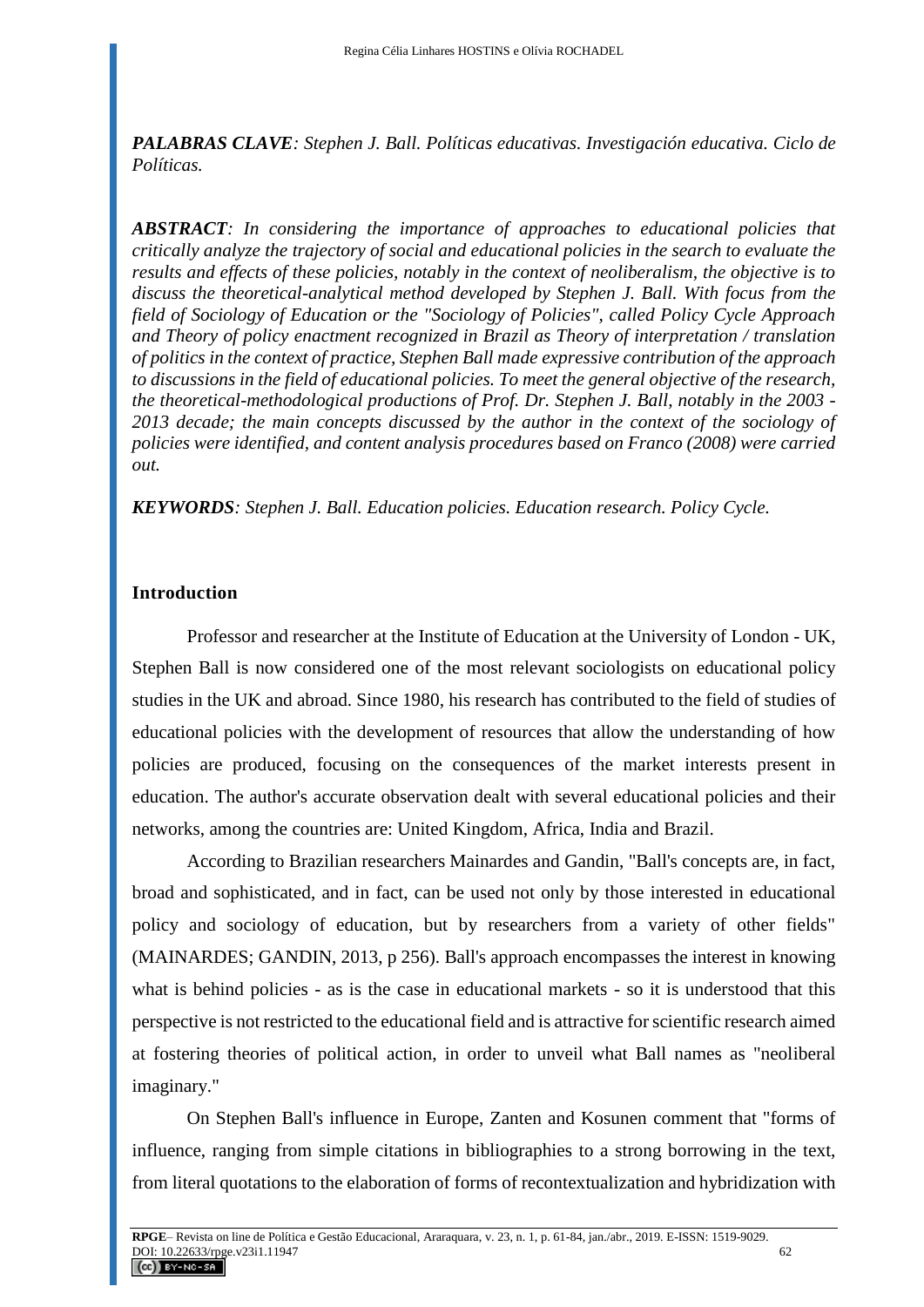***PALABRAS CLAVE**: Stephen J. Ball. Políticas educativas. Investigación educativa. Ciclo de Políticas.*

***ABSTRACT**: In considering the importance of approaches to educational policies that critically analyze the trajectory of social and educational policies in the search to evaluate the results and effects of these policies, notably in the context of neoliberalism, the objective is to discuss the theoretical-analytical method developed by Stephen J. Ball. With focus from the field of Sociology of Education or the "Sociology of Policies", called Policy Cycle Approach and Theory of policy enactment recognized in Brazil as Theory of interpretation / translation of politics in the context of practice, Stephen Ball made expressive contribution of the approach to discussions in the field of educational policies. To meet the general objective of the research, the theoretical-methodological productions of Prof. Dr. Stephen J. Ball, notably in the 2003 - 2013 decade; the main concepts discussed by the author in the context of the sociology of policies were identified, and content analysis procedures based on Franco (2008) were carried out.*

***KEYWORDS**: Stephen J. Ball. Education policies. Education research. Policy Cycle.*

## Introduction

Professor and researcher at the Institute of Education at the University of London - UK, Stephen Ball is now considered one of the most relevant sociologists on educational policy studies in the UK and abroad. Since 1980, his research has contributed to the field of studies of educational policies with the development of resources that allow the understanding of how policies are produced, focusing on the consequences of the market interests present in education. The author's accurate observation dealt with several educational policies and their networks, among the countries are: United Kingdom, Africa, India and Brazil.

According to Brazilian researchers Mainardes and Gandin, "Ball's concepts are, in fact, broad and sophisticated, and in fact, can be used not only by those interested in educational policy and sociology of education, but by researchers from a variety of other fields" (MAINARDES; GANDIN, 2013, p 256). Ball's approach encompasses the interest in knowing what is behind policies - as is the case in educational markets - so it is understood that this perspective is not restricted to the educational field and is attractive for scientific research aimed at fostering theories of political action, in order to unveil what Ball names as "neoliberal imaginary."

On Stephen Ball's influence in Europe, Zanten and Kosunen comment that "forms of influence, ranging from simple citations in bibliographies to a strong borrowing in the text, from literal quotations to the elaboration of forms of recontextualization and hybridization with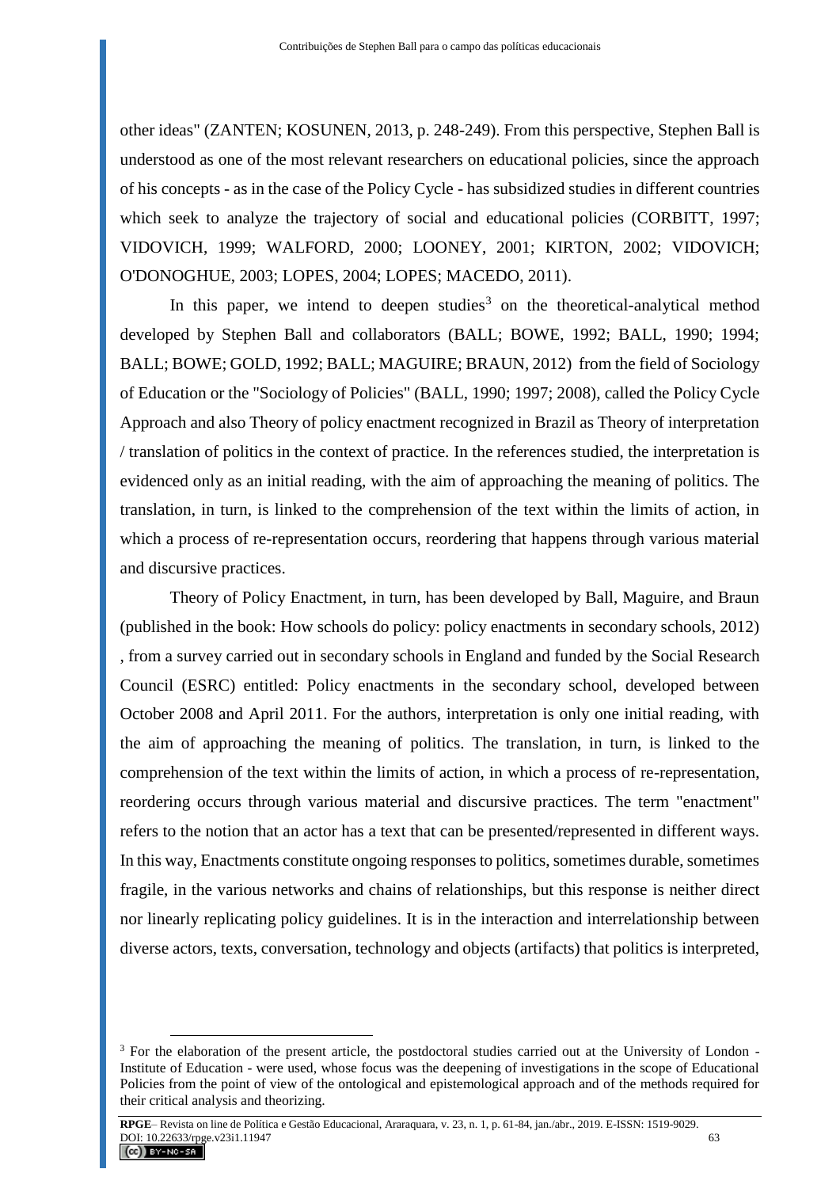other ideas" (ZANTEN; KOSUNEN, 2013, p. 248-249). From this perspective, Stephen Ball is understood as one of the most relevant researchers on educational policies, since the approach of his concepts - as in the case of the Policy Cycle - has subsidized studies in different countries which seek to analyze the trajectory of social and educational policies (CORBITT, 1997; VIDOVICH, 1999; WALFORD, 2000; LOONEY, 2001; KIRTON, 2002; VIDOVICH; O'DONOGHUE, 2003; LOPES, 2004; LOPES; MACEDO, 2011).

In this paper, we intend to deepen studies[3] on the theoretical-analytical method developed by Stephen Ball and collaborators (BALL; BOWE, 1992; BALL, 1990; 1994; BALL; BOWE; GOLD, 1992; BALL; MAGUIRE; BRAUN, 2012) from the field of Sociology of Education or the "Sociology of Policies" (BALL, 1990; 1997; 2008), called the Policy Cycle Approach and also Theory of policy enactment recognized in Brazil as Theory of interpretation / translation of politics in the context of practice. In the references studied, the interpretation is evidenced only as an initial reading, with the aim of approaching the meaning of politics. The translation, in turn, is linked to the comprehension of the text within the limits of action, in which a process of re-representation occurs, reordering that happens through various material and discursive practices.

Theory of Policy Enactment, in turn, has been developed by Ball, Maguire, and Braun (published in the book: How schools do policy: policy enactments in secondary schools, 2012) , from a survey carried out in secondary schools in England and funded by the Social Research Council (ESRC) entitled: Policy enactments in the secondary school, developed between October 2008 and April 2011. For the authors, interpretation is only one initial reading, with the aim of approaching the meaning of politics. The translation, in turn, is linked to the comprehension of the text within the limits of action, in which a process of re-representation, reordering occurs through various material and discursive practices. The term "enactment" refers to the notion that an actor has a text that can be presented/represented in different ways. In this way, Enactments constitute ongoing responses to politics, sometimes durable, sometimes fragile, in the various networks and chains of relationships, but this response is neither direct nor linearly replicating policy guidelines. It is in the interaction and interrelationship between diverse actors, texts, conversation, technology and objects (artifacts) that politics is interpreted,

[3] For the elaboration of the present article, the postdoctoral studies carried out at the University of London - Institute of Education - were used, whose focus was the deepening of investigations in the scope of Educational Policies from the point of view of the ontological and epistemological approach and of the methods required for their critical analysis and theorizing.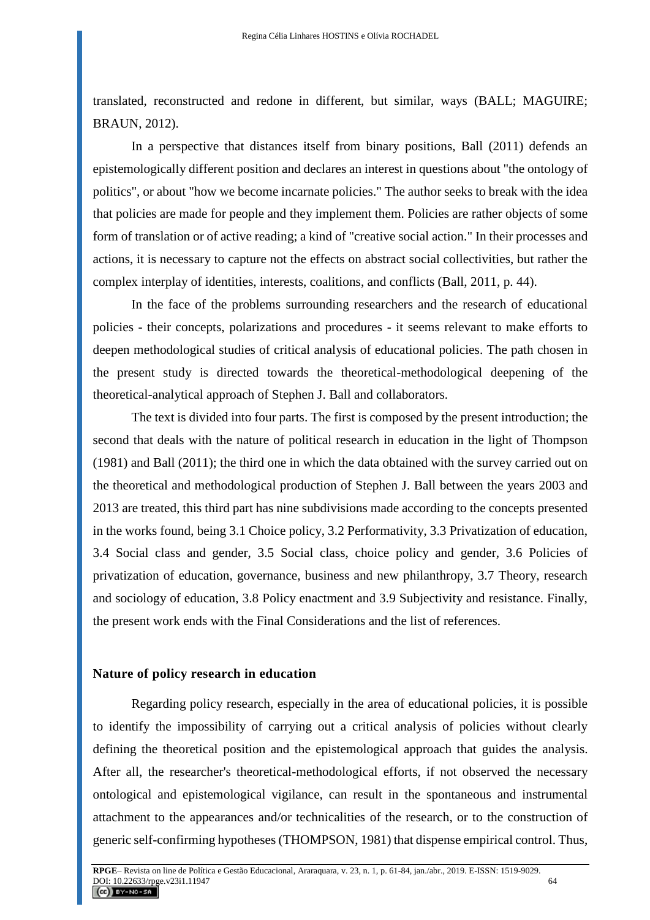translated, reconstructed and redone in different, but similar, ways (BALL; MAGUIRE; BRAUN, 2012).

In a perspective that distances itself from binary positions, Ball (2011) defends an epistemologically different position and declares an interest in questions about "the ontology of politics", or about "how we become incarnate policies." The author seeks to break with the idea that policies are made for people and they implement them. Policies are rather objects of some form of translation or of active reading; a kind of "creative social action." In their processes and actions, it is necessary to capture not the effects on abstract social collectivities, but rather the complex interplay of identities, interests, coalitions, and conflicts (Ball, 2011, p. 44).

In the face of the problems surrounding researchers and the research of educational policies - their concepts, polarizations and procedures - it seems relevant to make efforts to deepen methodological studies of critical analysis of educational policies. The path chosen in the present study is directed towards the theoretical-methodological deepening of the theoretical-analytical approach of Stephen J. Ball and collaborators.

The text is divided into four parts. The first is composed by the present introduction; the second that deals with the nature of political research in education in the light of Thompson (1981) and Ball (2011); the third one in which the data obtained with the survey carried out on the theoretical and methodological production of Stephen J. Ball between the years 2003 and 2013 are treated, this third part has nine subdivisions made according to the concepts presented in the works found, being 3.1 Choice policy, 3.2 Performativity, 3.3 Privatization of education, 3.4 Social class and gender, 3.5 Social class, choice policy and gender, 3.6 Policies of privatization of education, governance, business and new philanthropy, 3.7 Theory, research and sociology of education, 3.8 Policy enactment and 3.9 Subjectivity and resistance. Finally, the present work ends with the Final Considerations and the list of references.

## Nature of policy research in education

Regarding policy research, especially in the area of educational policies, it is possible to identify the impossibility of carrying out a critical analysis of policies without clearly defining the theoretical position and the epistemological approach that guides the analysis. After all, the researcher's theoretical-methodological efforts, if not observed the necessary ontological and epistemological vigilance, can result in the spontaneous and instrumental attachment to the appearances and/or technicalities of the research, or to the construction of generic self-confirming hypotheses (THOMPSON, 1981) that dispense empirical control. Thus,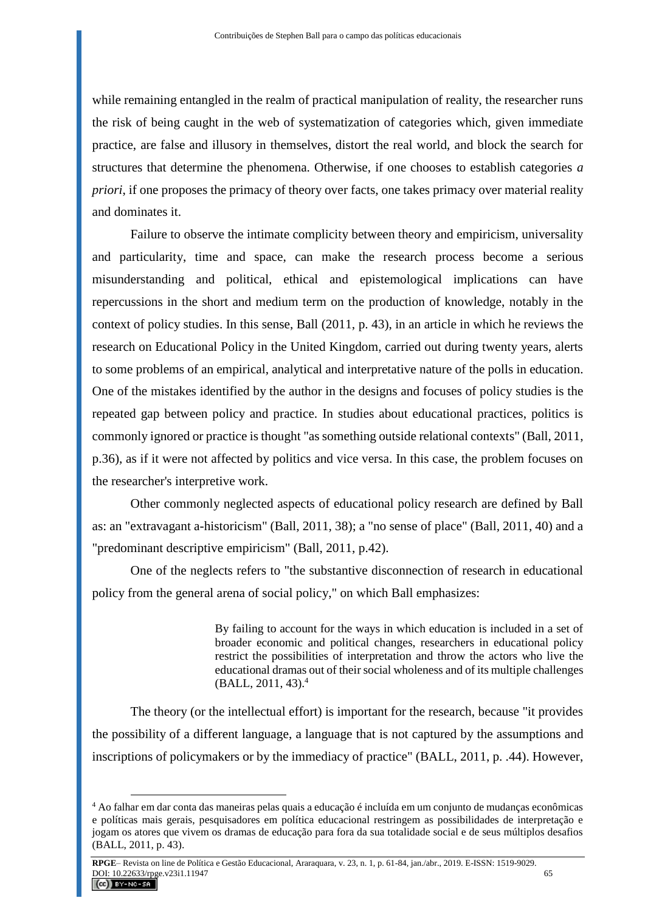while remaining entangled in the realm of practical manipulation of reality, the researcher runs the risk of being caught in the web of systematization of categories which, given immediate practice, are false and illusory in themselves, distort the real world, and block the search for structures that determine the phenomena. Otherwise, if one chooses to establish categories *a priori*, if one proposes the primacy of theory over facts, one takes primacy over material reality and dominates it.

Failure to observe the intimate complicity between theory and empiricism, universality and particularity, time and space, can make the research process become a serious misunderstanding and political, ethical and epistemological implications can have repercussions in the short and medium term on the production of knowledge, notably in the context of policy studies. In this sense, Ball (2011, p. 43), in an article in which he reviews the research on Educational Policy in the United Kingdom, carried out during twenty years, alerts to some problems of an empirical, analytical and interpretative nature of the polls in education. One of the mistakes identified by the author in the designs and focuses of policy studies is the repeated gap between policy and practice. In studies about educational practices, politics is commonly ignored or practice is thought "as something outside relational contexts" (Ball, 2011, p.36), as if it were not affected by politics and vice versa. In this case, the problem focuses on the researcher's interpretive work.

Other commonly neglected aspects of educational policy research are defined by Ball as: an "extravagant a-historicism" (Ball, 2011, 38); a "no sense of place" (Ball, 2011, 40) and a "predominant descriptive empiricism" (Ball, 2011, p.42).

One of the neglects refers to "the substantive disconnection of research in educational policy from the general arena of social policy," on which Ball emphasizes:

> By failing to account for the ways in which education is included in a set of broader economic and political changes, researchers in educational policy restrict the possibilities of interpretation and throw the actors who live the educational dramas out of their social wholeness and of its multiple challenges (BALL, 2011, 43).[4]

The theory (or the intellectual effort) is important for the research, because "it provides the possibility of a different language, a language that is not captured by the assumptions and inscriptions of policymakers or by the immediacy of practice" (BALL, 2011, p. .44). However,

---

[4] Ao falhar em dar conta das maneiras pelas quais a educação é incluída em um conjunto de mudanças econômicas e políticas mais gerais, pesquisadores em política educacional restringem as possibilidades de interpretação e jogam os atores que vivem os dramas de educação para fora da sua totalidade social e de seus múltiplos desafios (BALL, 2011, p. 43).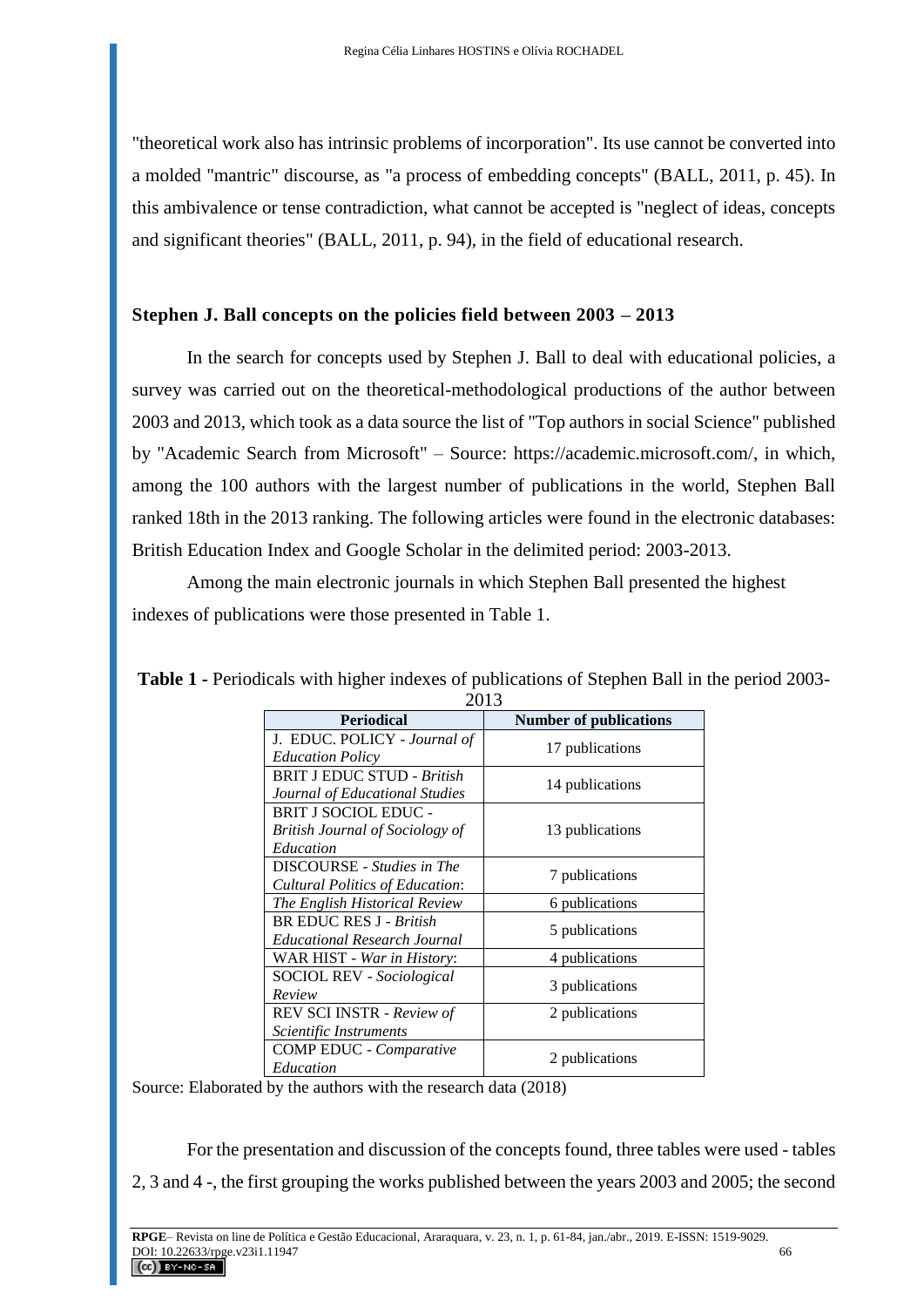"theoretical work also has intrinsic problems of incorporation". Its use cannot be converted into a molded "mantric" discourse, as "a process of embedding concepts" (BALL, 2011, p. 45). In this ambivalence or tense contradiction, what cannot be accepted is "neglect of ideas, concepts and significant theories" (BALL, 2011, p. 94), in the field of educational research.

## Stephen J. Ball concepts on the policies field between 2003 – 2013

In the search for concepts used by Stephen J. Ball to deal with educational policies, a survey was carried out on the theoretical-methodological productions of the author between 2003 and 2013, which took as a data source the list of "Top authors in social Science" published by "Academic Search from Microsoft" – Source: https://academic.microsoft.com/, in which, among the 100 authors with the largest number of publications in the world, Stephen Ball ranked 18th in the 2013 ranking. The following articles were found in the electronic databases: British Education Index and Google Scholar in the delimited period: 2003-2013.

Among the main electronic journals in which Stephen Ball presented the highest indexes of publications were those presented in Table 1.

**Table 1** - Periodicals with higher indexes of publications of Stephen Ball in the period 2003-2013

| Periodical | Number of publications |
|---|---|
| J. EDUC. POLICY - *Journal of Education Policy* | 17 publications |
| BRIT J EDUC STUD - *British Journal of Educational Studies* | 14 publications |
| BRIT J SOCIOL EDUC - *British Journal of Sociology of Education* | 13 publications |
| DISCOURSE - *Studies in The Cultural Politics of Education*: | 7 publications |
| *The English Historical Review* | 6 publications |
| BR EDUC RES J - *British Educational Research Journal* | 5 publications |
| WAR HIST - *War in History*: | 4 publications |
| SOCIOL REV - *Sociological Review* | 3 publications |
| REV SCI INSTR - *Review of Scientific Instruments* | 2 publications |
| COMP EDUC - *Comparative Education* | 2 publications |

Source: Elaborated by the authors with the research data (2018)

For the presentation and discussion of the concepts found, three tables were used - tables 2, 3 and 4 -, the first grouping the works published between the years 2003 and 2005; the second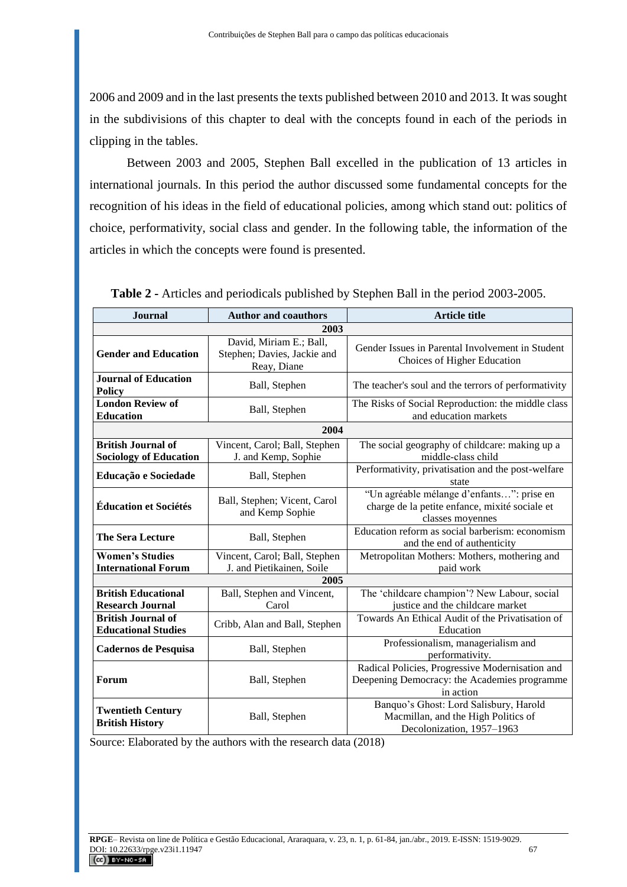2006 and 2009 and in the last presents the texts published between 2010 and 2013. It was sought in the subdivisions of this chapter to deal with the concepts found in each of the periods in clipping in the tables.

Between 2003 and 2005, Stephen Ball excelled in the publication of 13 articles in international journals. In this period the author discussed some fundamental concepts for the recognition of his ideas in the field of educational policies, among which stand out: politics of choice, performativity, social class and gender. In the following table, the information of the articles in which the concepts were found is presented.

**Table 2** - Articles and periodicals published by Stephen Ball in the period 2003-2005.

| Journal | Author and coauthors | Article title |
|---|---|---|
| **2003** | | |
| **Gender and Education** | David, Miriam E.; Ball, Stephen; Davies, Jackie and Reay, Diane | Gender Issues in Parental Involvement in Student Choices of Higher Education |
| **Journal of Education Policy** | Ball, Stephen | The teacher's soul and the terrors of performativity |
| **London Review of Education** | Ball, Stephen | The Risks of Social Reproduction: the middle class and education markets |
| **2004** | | |
| **British Journal of Sociology of Education** | Vincent, Carol; Ball, Stephen J. and Kemp, Sophie | The social geography of childcare: making up a middle-class child |
| **Educação e Sociedade** | Ball, Stephen | Performativity, privatisation and the post-welfare state |
| **Éducation et Sociétés** | Ball, Stephen; Vicent, Carol and Kemp Sophie | "Un agréable mélange d'enfants…": prise en charge de la petite enfance, mixité sociale et classes moyennes |
| **The Sera Lecture** | Ball, Stephen | Education reform as social barberism: economism and the end of authenticity |
| **Women's Studies International Forum** | Vincent, Carol; Ball, Stephen J. and Pietikainen, Soile | Metropolitan Mothers: Mothers, mothering and paid work |
| **2005** | | |
| **British Educational Research Journal** | Ball, Stephen and Vincent, Carol | The 'childcare champion'? New Labour, social justice and the childcare market |
| **British Journal of Educational Studies** | Cribb, Alan and Ball, Stephen | Towards An Ethical Audit of the Privatisation of Education |
| **Cadernos de Pesquisa** | Ball, Stephen | Professionalism, managerialism and performativity. |
| **Forum** | Ball, Stephen | Radical Policies, Progressive Modernisation and Deepening Democracy: the Academies programme in action |
| **Twentieth Century British History** | Ball, Stephen | Banquo's Ghost: Lord Salisbury, Harold Macmillan, and the High Politics of Decolonization, 1957–1963 |

Source: Elaborated by the authors with the research data (2018)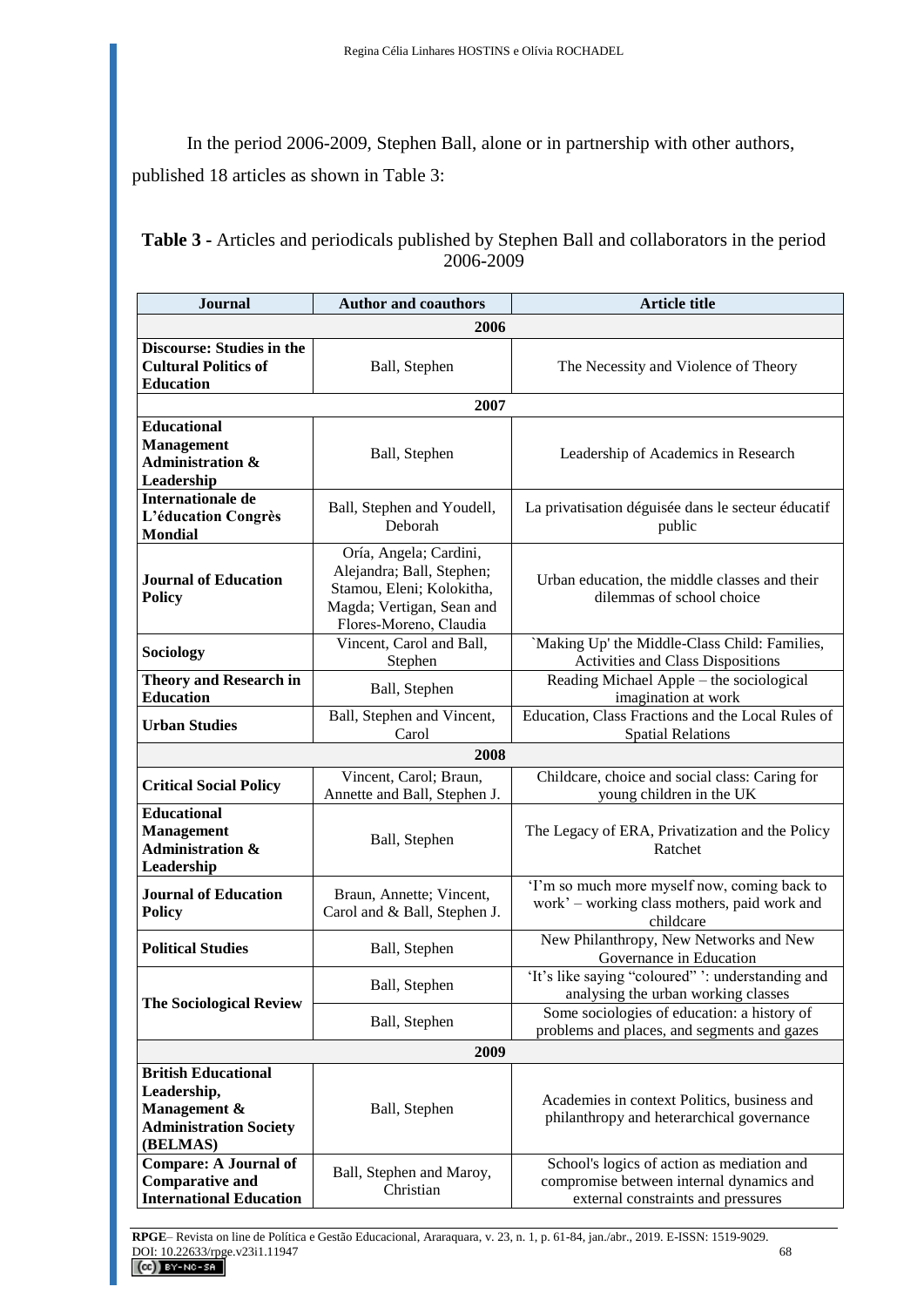In the period 2006-2009, Stephen Ball, alone or in partnership with other authors, published 18 articles as shown in Table 3:

**Table 3 -** Articles and periodicals published by Stephen Ball and collaborators in the period 2006-2009

| Journal | Author and coauthors | Article title |
|---|---|---|
| **2006** | | |
| **Discourse: Studies in the Cultural Politics of Education** | Ball, Stephen | The Necessity and Violence of Theory |
| **2007** | | |
| **Educational Management Administration & Leadership** | Ball, Stephen | Leadership of Academics in Research |
| **Internationale de L'éducation Congrès Mondial** | Ball, Stephen and Youdell, Deborah | La privatisation déguisée dans le secteur éducatif public |
| **Journal of Education Policy** | Oría, Angela; Cardini, Alejandra; Ball, Stephen; Stamou, Eleni; Kolokitha, Magda; Vertigan, Sean and Flores-Moreno, Claudia | Urban education, the middle classes and their dilemmas of school choice |
| **Sociology** | Vincent, Carol and Ball, Stephen | `Making Up' the Middle-Class Child: Families, Activities and Class Dispositions |
| **Theory and Research in Education** | Ball, Stephen | Reading Michael Apple – the sociological imagination at work |
| **Urban Studies** | Ball, Stephen and Vincent, Carol | Education, Class Fractions and the Local Rules of Spatial Relations |
| **2008** | | |
| **Critical Social Policy** | Vincent, Carol; Braun, Annette and Ball, Stephen J. | Childcare, choice and social class: Caring for young children in the UK |
| **Educational Management Administration & Leadership** | Ball, Stephen | The Legacy of ERA, Privatization and the Policy Ratchet |
| **Journal of Education Policy** | Braun, Annette; Vincent, Carol and & Ball, Stephen J. | 'I'm so much more myself now, coming back to work' – working class mothers, paid work and childcare |
| **Political Studies** | Ball, Stephen | New Philanthropy, New Networks and New Governance in Education |
| **The Sociological Review** | Ball, Stephen | 'It's like saying "coloured" ': understanding and analysing the urban working classes |
| | Ball, Stephen | Some sociologies of education: a history of problems and places, and segments and gazes |
| **2009** | | |
| **British Educational Leadership, Management & Administration Society (BELMAS)** | Ball, Stephen | Academies in context Politics, business and philanthropy and heterarchical governance |
| **Compare: A Journal of Comparative and International Education** | Ball, Stephen and Maroy, Christian | School's logics of action as mediation and compromise between internal dynamics and external constraints and pressures |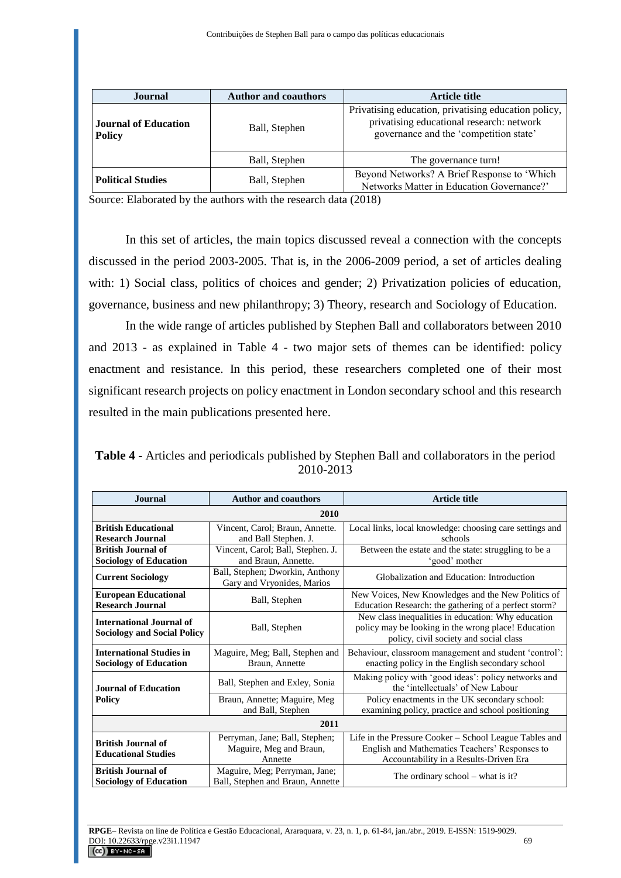| Journal | Author and coauthors | Article title |
|---|---|---|
| **Journal of Education Policy** | Ball, Stephen | Privatising education, privatising education policy, privatising educational research: network governance and the 'competition state' |
| | Ball, Stephen | The governance turn! |
| **Political Studies** | Ball, Stephen | Beyond Networks? A Brief Response to 'Which Networks Matter in Education Governance?' |

Source: Elaborated by the authors with the research data (2018)

In this set of articles, the main topics discussed reveal a connection with the concepts discussed in the period 2003-2005. That is, in the 2006-2009 period, a set of articles dealing with: 1) Social class, politics of choices and gender; 2) Privatization policies of education, governance, business and new philanthropy; 3) Theory, research and Sociology of Education.

In the wide range of articles published by Stephen Ball and collaborators between 2010 and 2013 - as explained in Table 4 - two major sets of themes can be identified: policy enactment and resistance. In this period, these researchers completed one of their most significant research projects on policy enactment in London secondary school and this research resulted in the main publications presented here.

**Table 4** - Articles and periodicals published by Stephen Ball and collaborators in the period 2010-2013

| Journal | Author and coauthors | Article title |
|---|---|---|
| **2010** | | |
| **British Educational Research Journal** | Vincent, Carol; Braun, Annette. and Ball Stephen. J. | Local links, local knowledge: choosing care settings and schools |
| **British Journal of Sociology of Education** | Vincent, Carol; Ball, Stephen. J. and Braun, Annette. | Between the estate and the state: struggling to be a 'good' mother |
| **Current Sociology** | Ball, Stephen; Dworkin, Anthony Gary and Vryonides, Marios | Globalization and Education: Introduction |
| **European Educational Research Journal** | Ball, Stephen | New Voices, New Knowledges and the New Politics of Education Research: the gathering of a perfect storm? |
| **International Journal of Sociology and Social Policy** | Ball, Stephen | New class inequalities in education: Why education policy may be looking in the wrong place! Education policy, civil society and social class |
| **International Studies in Sociology of Education** | Maguire, Meg; Ball, Stephen and Braun, Annette | Behaviour, classroom management and student 'control': enacting policy in the English secondary school |
| **Journal of Education Policy** | Ball, Stephen and Exley, Sonia | Making policy with 'good ideas': policy networks and the 'intellectuals' of New Labour |
| | Braun, Annette; Maguire, Meg and Ball, Stephen | Policy enactments in the UK secondary school: examining policy, practice and school positioning |
| **2011** | | |
| **British Journal of Educational Studies** | Perryman, Jane; Ball, Stephen; Maguire, Meg and Braun, Annette | Life in the Pressure Cooker – School League Tables and English and Mathematics Teachers' Responses to Accountability in a Results-Driven Era |
| **British Journal of Sociology of Education** | Maguire, Meg; Perryman, Jane; Ball, Stephen and Braun, Annette | The ordinary school – what is it? |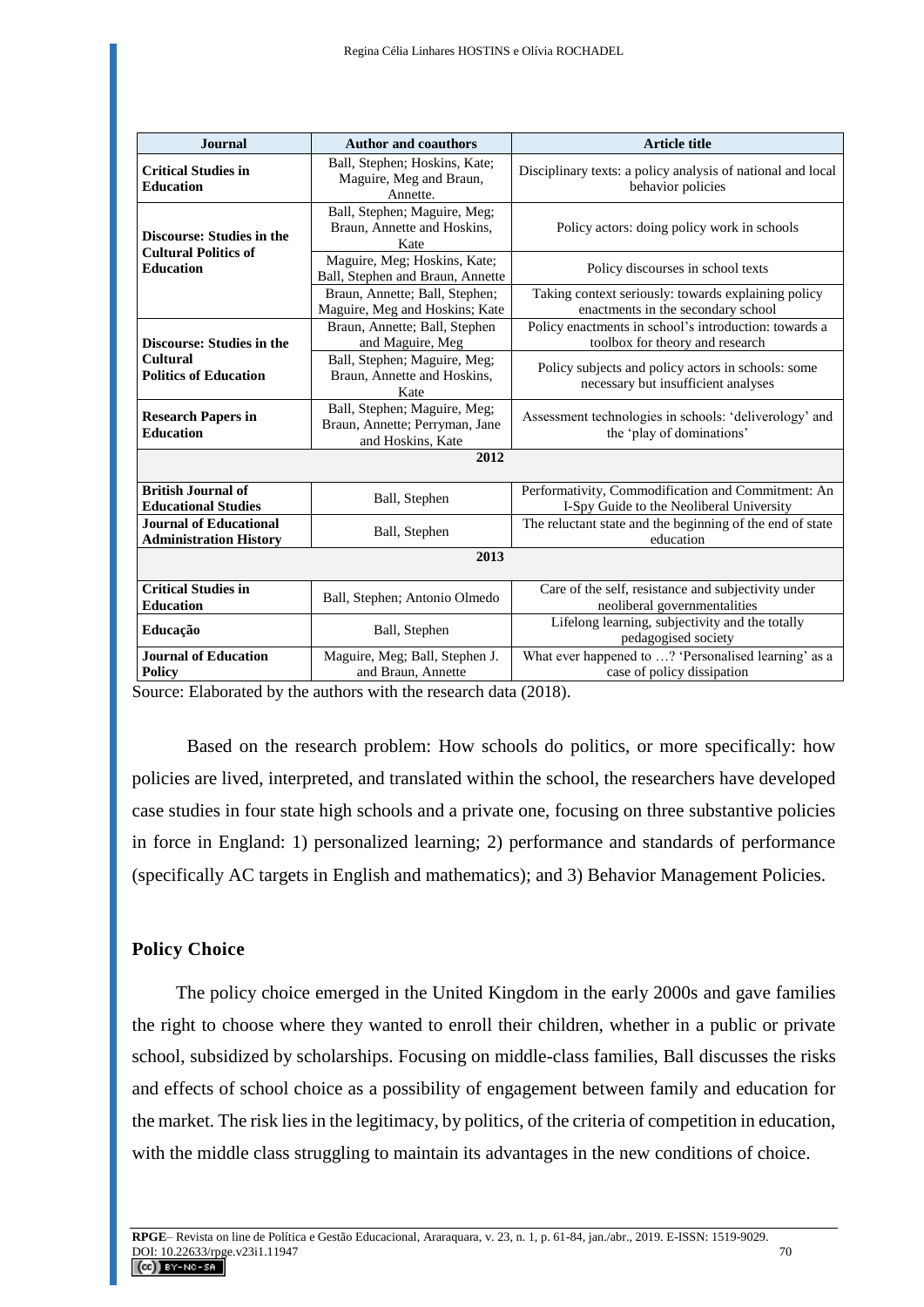| Journal | Author and coauthors | Article title |
|---|---|---|
| **Critical Studies in Education** | Ball, Stephen; Hoskins, Kate; Maguire, Meg and Braun, Annette. | Disciplinary texts: a policy analysis of national and local behavior policies |
| **Discourse: Studies in the Cultural Politics of Education** | Ball, Stephen; Maguire, Meg; Braun, Annette and Hoskins, Kate | Policy actors: doing policy work in schools |
| | Maguire, Meg; Hoskins, Kate; Ball, Stephen and Braun, Annette | Policy discourses in school texts |
| | Braun, Annette; Ball, Stephen; Maguire, Meg and Hoskins; Kate | Taking context seriously: towards explaining policy enactments in the secondary school |
| **Discourse: Studies in the Cultural Politics of Education** | Braun, Annette; Ball, Stephen and Maguire, Meg | Policy enactments in school's introduction: towards a toolbox for theory and research |
| | Ball, Stephen; Maguire, Meg; Braun, Annette and Hoskins, Kate | Policy subjects and policy actors in schools: some necessary but insufficient analyses |
| **Research Papers in Education** | Ball, Stephen; Maguire, Meg; Braun, Annette; Perryman, Jane and Hoskins, Kate | Assessment technologies in schools: 'deliverology' and the 'play of dominations' |
| **2012** | | |
| **British Journal of Educational Studies** | Ball, Stephen | Performativity, Commodification and Commitment: An I-Spy Guide to the Neoliberal University |
| **Journal of Educational Administration History** | Ball, Stephen | The reluctant state and the beginning of the end of state education |
| **2013** | | |
| **Critical Studies in Education** | Ball, Stephen; Antonio Olmedo | Care of the self, resistance and subjectivity under neoliberal governmentalities |
| **Educação** | Ball, Stephen | Lifelong learning, subjectivity and the totally pedagogised society |
| **Journal of Education Policy** | Maguire, Meg; Ball, Stephen J. and Braun, Annette | What ever happened to …? 'Personalised learning' as a case of policy dissipation |

Source: Elaborated by the authors with the research data (2018).

Based on the research problem: How schools do politics, or more specifically: how policies are lived, interpreted, and translated within the school, the researchers have developed case studies in four state high schools and a private one, focusing on three substantive policies in force in England: 1) personalized learning; 2) performance and standards of performance (specifically AC targets in English and mathematics); and 3) Behavior Management Policies.

## Policy Choice

The policy choice emerged in the United Kingdom in the early 2000s and gave families the right to choose where they wanted to enroll their children, whether in a public or private school, subsidized by scholarships. Focusing on middle-class families, Ball discusses the risks and effects of school choice as a possibility of engagement between family and education for the market. The risk lies in the legitimacy, by politics, of the criteria of competition in education, with the middle class struggling to maintain its advantages in the new conditions of choice.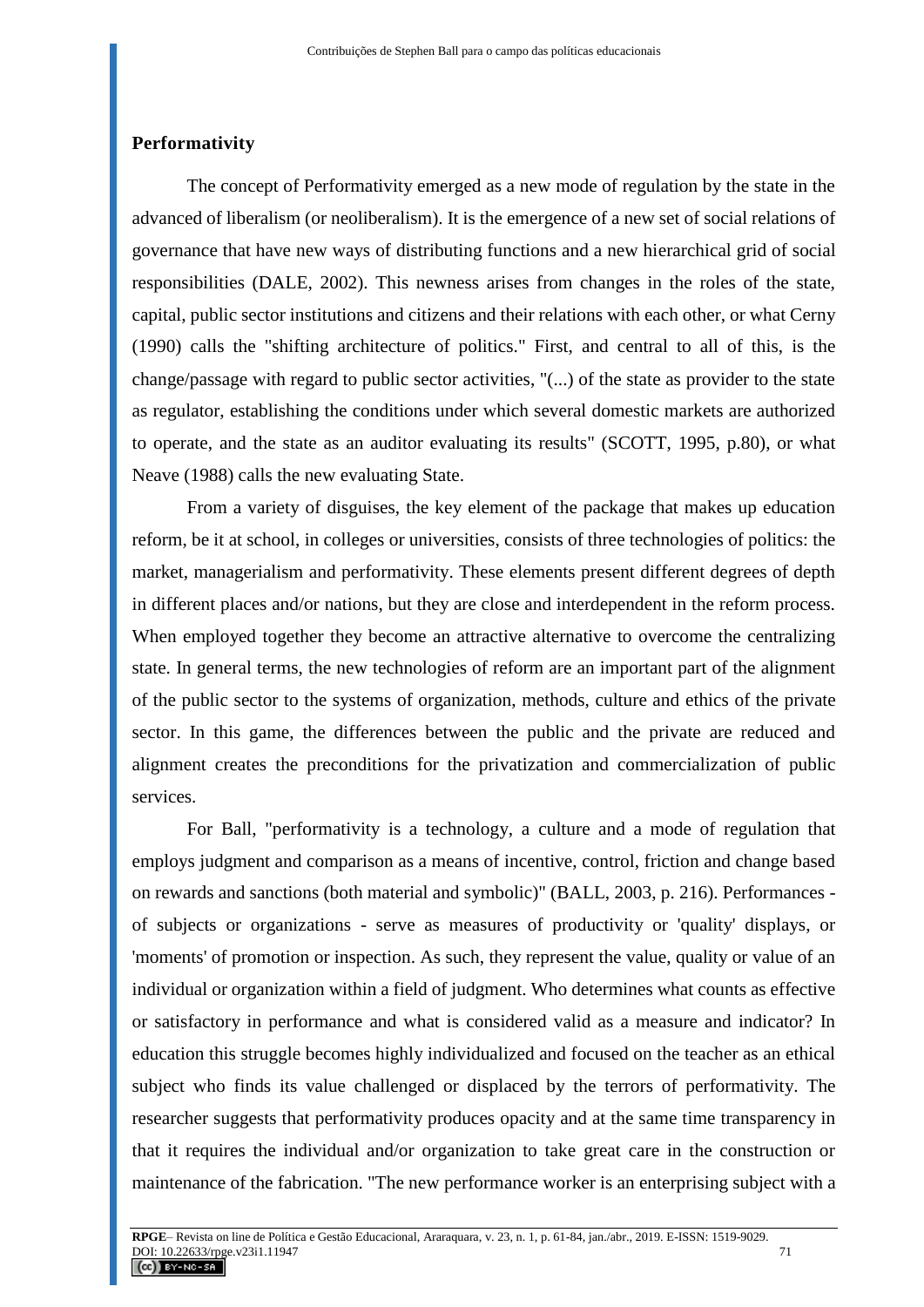## Performativity

The concept of Performativity emerged as a new mode of regulation by the state in the advanced of liberalism (or neoliberalism). It is the emergence of a new set of social relations of governance that have new ways of distributing functions and a new hierarchical grid of social responsibilities (DALE, 2002). This newness arises from changes in the roles of the state, capital, public sector institutions and citizens and their relations with each other, or what Cerny (1990) calls the "shifting architecture of politics." First, and central to all of this, is the change/passage with regard to public sector activities, "(...) of the state as provider to the state as regulator, establishing the conditions under which several domestic markets are authorized to operate, and the state as an auditor evaluating its results" (SCOTT, 1995, p.80), or what Neave (1988) calls the new evaluating State.

From a variety of disguises, the key element of the package that makes up education reform, be it at school, in colleges or universities, consists of three technologies of politics: the market, managerialism and performativity. These elements present different degrees of depth in different places and/or nations, but they are close and interdependent in the reform process. When employed together they become an attractive alternative to overcome the centralizing state. In general terms, the new technologies of reform are an important part of the alignment of the public sector to the systems of organization, methods, culture and ethics of the private sector. In this game, the differences between the public and the private are reduced and alignment creates the preconditions for the privatization and commercialization of public services.

For Ball, "performativity is a technology, a culture and a mode of regulation that employs judgment and comparison as a means of incentive, control, friction and change based on rewards and sanctions (both material and symbolic)" (BALL, 2003, p. 216). Performances - of subjects or organizations - serve as measures of productivity or 'quality' displays, or 'moments' of promotion or inspection. As such, they represent the value, quality or value of an individual or organization within a field of judgment. Who determines what counts as effective or satisfactory in performance and what is considered valid as a measure and indicator? In education this struggle becomes highly individualized and focused on the teacher as an ethical subject who finds its value challenged or displaced by the terrors of performativity. The researcher suggests that performativity produces opacity and at the same time transparency in that it requires the individual and/or organization to take great care in the construction or maintenance of the fabrication. "The new performance worker is an enterprising subject with a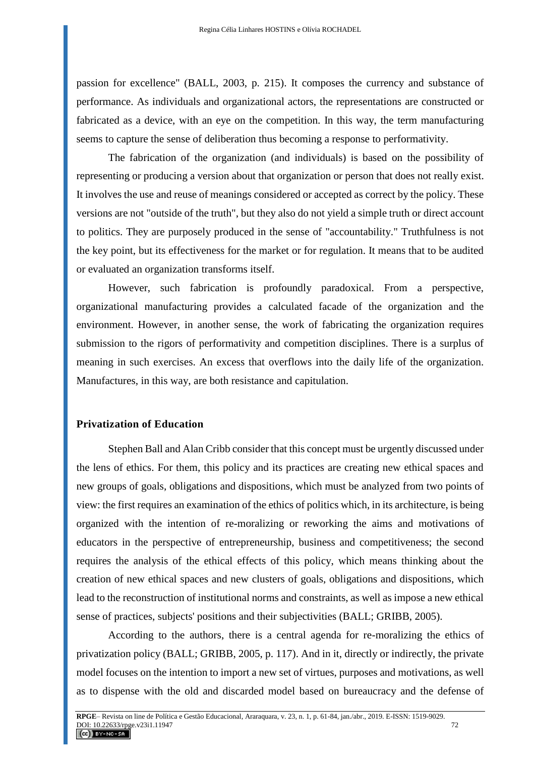passion for excellence" (BALL, 2003, p. 215). It composes the currency and substance of performance. As individuals and organizational actors, the representations are constructed or fabricated as a device, with an eye on the competition. In this way, the term manufacturing seems to capture the sense of deliberation thus becoming a response to performativity.

The fabrication of the organization (and individuals) is based on the possibility of representing or producing a version about that organization or person that does not really exist. It involves the use and reuse of meanings considered or accepted as correct by the policy. These versions are not "outside of the truth", but they also do not yield a simple truth or direct account to politics. They are purposely produced in the sense of "accountability." Truthfulness is not the key point, but its effectiveness for the market or for regulation. It means that to be audited or evaluated an organization transforms itself.

However, such fabrication is profoundly paradoxical. From a perspective, organizational manufacturing provides a calculated facade of the organization and the environment. However, in another sense, the work of fabricating the organization requires submission to the rigors of performativity and competition disciplines. There is a surplus of meaning in such exercises. An excess that overflows into the daily life of the organization. Manufactures, in this way, are both resistance and capitulation.

## Privatization of Education

Stephen Ball and Alan Cribb consider that this concept must be urgently discussed under the lens of ethics. For them, this policy and its practices are creating new ethical spaces and new groups of goals, obligations and dispositions, which must be analyzed from two points of view: the first requires an examination of the ethics of politics which, in its architecture, is being organized with the intention of re-moralizing or reworking the aims and motivations of educators in the perspective of entrepreneurship, business and competitiveness; the second requires the analysis of the ethical effects of this policy, which means thinking about the creation of new ethical spaces and new clusters of goals, obligations and dispositions, which lead to the reconstruction of institutional norms and constraints, as well as impose a new ethical sense of practices, subjects' positions and their subjectivities (BALL; GRIBB, 2005).

According to the authors, there is a central agenda for re-moralizing the ethics of privatization policy (BALL; GRIBB, 2005, p. 117). And in it, directly or indirectly, the private model focuses on the intention to import a new set of virtues, purposes and motivations, as well as to dispense with the old and discarded model based on bureaucracy and the defense of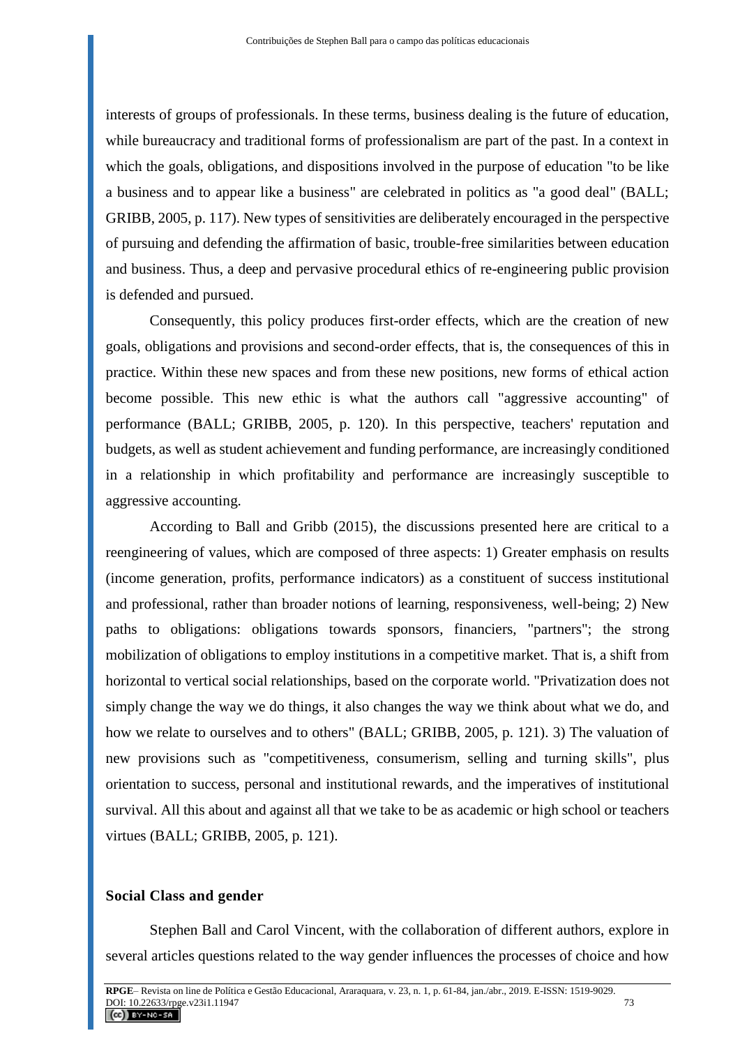interests of groups of professionals. In these terms, business dealing is the future of education, while bureaucracy and traditional forms of professionalism are part of the past. In a context in which the goals, obligations, and dispositions involved in the purpose of education "to be like a business and to appear like a business" are celebrated in politics as "a good deal" (BALL; GRIBB, 2005, p. 117). New types of sensitivities are deliberately encouraged in the perspective of pursuing and defending the affirmation of basic, trouble-free similarities between education and business. Thus, a deep and pervasive procedural ethics of re-engineering public provision is defended and pursued.

Consequently, this policy produces first-order effects, which are the creation of new goals, obligations and provisions and second-order effects, that is, the consequences of this in practice. Within these new spaces and from these new positions, new forms of ethical action become possible. This new ethic is what the authors call "aggressive accounting" of performance (BALL; GRIBB, 2005, p. 120). In this perspective, teachers' reputation and budgets, as well as student achievement and funding performance, are increasingly conditioned in a relationship in which profitability and performance are increasingly susceptible to aggressive accounting.

According to Ball and Gribb (2015), the discussions presented here are critical to a reengineering of values, which are composed of three aspects: 1) Greater emphasis on results (income generation, profits, performance indicators) as a constituent of success institutional and professional, rather than broader notions of learning, responsiveness, well-being; 2) New paths to obligations: obligations towards sponsors, financiers, "partners"; the strong mobilization of obligations to employ institutions in a competitive market. That is, a shift from horizontal to vertical social relationships, based on the corporate world. "Privatization does not simply change the way we do things, it also changes the way we think about what we do, and how we relate to ourselves and to others" (BALL; GRIBB, 2005, p. 121). 3) The valuation of new provisions such as "competitiveness, consumerism, selling and turning skills", plus orientation to success, personal and institutional rewards, and the imperatives of institutional survival. All this about and against all that we take to be as academic or high school or teachers virtues (BALL; GRIBB, 2005, p. 121).

## Social Class and gender

Stephen Ball and Carol Vincent, with the collaboration of different authors, explore in several articles questions related to the way gender influences the processes of choice and how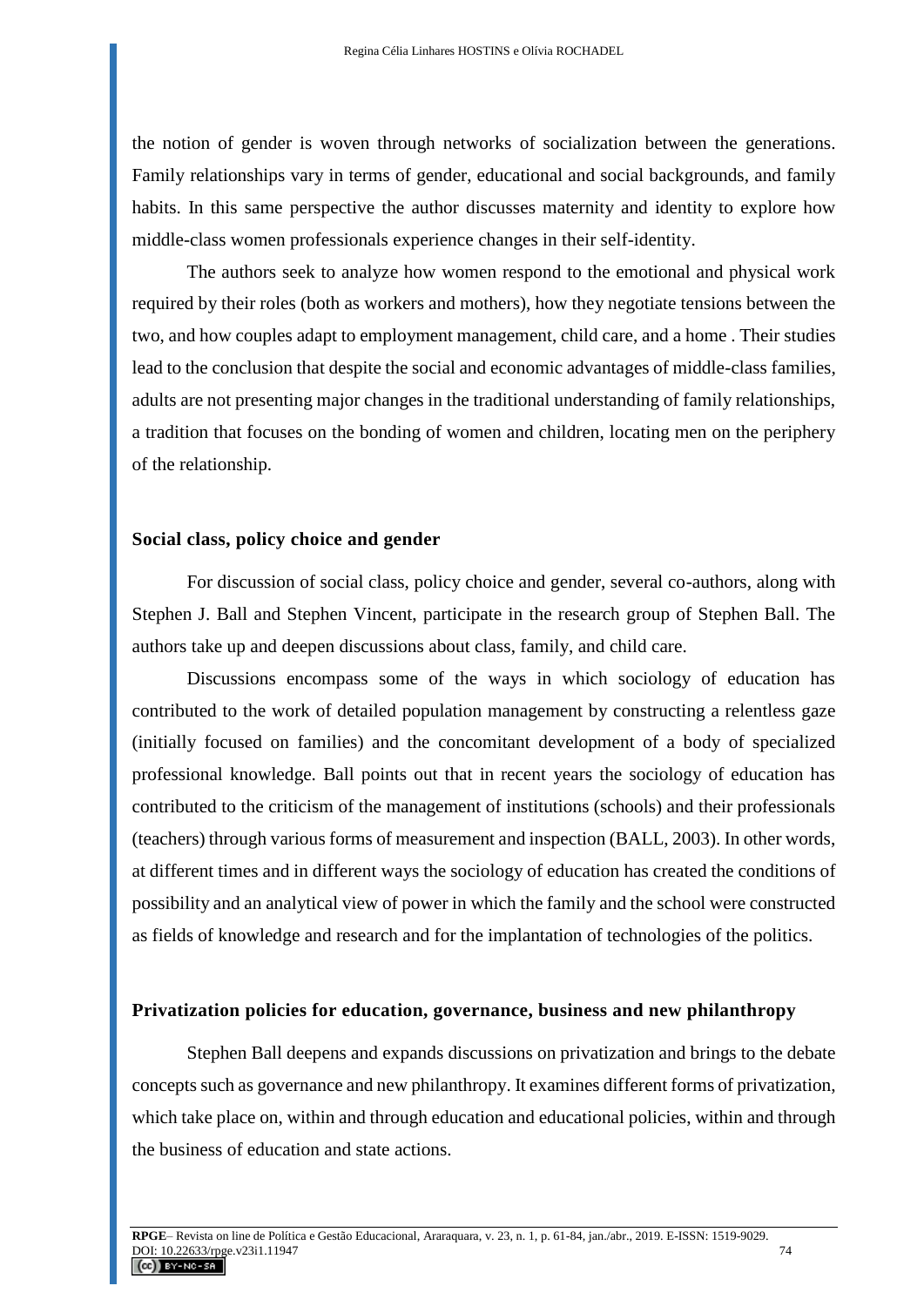the notion of gender is woven through networks of socialization between the generations. Family relationships vary in terms of gender, educational and social backgrounds, and family habits. In this same perspective the author discusses maternity and identity to explore how middle-class women professionals experience changes in their self-identity.

The authors seek to analyze how women respond to the emotional and physical work required by their roles (both as workers and mothers), how they negotiate tensions between the two, and how couples adapt to employment management, child care, and a home . Their studies lead to the conclusion that despite the social and economic advantages of middle-class families, adults are not presenting major changes in the traditional understanding of family relationships, a tradition that focuses on the bonding of women and children, locating men on the periphery of the relationship.

## Social class, policy choice and gender

For discussion of social class, policy choice and gender, several co-authors, along with Stephen J. Ball and Stephen Vincent, participate in the research group of Stephen Ball. The authors take up and deepen discussions about class, family, and child care.

Discussions encompass some of the ways in which sociology of education has contributed to the work of detailed population management by constructing a relentless gaze (initially focused on families) and the concomitant development of a body of specialized professional knowledge. Ball points out that in recent years the sociology of education has contributed to the criticism of the management of institutions (schools) and their professionals (teachers) through various forms of measurement and inspection (BALL, 2003). In other words, at different times and in different ways the sociology of education has created the conditions of possibility and an analytical view of power in which the family and the school were constructed as fields of knowledge and research and for the implantation of technologies of the politics.

## Privatization policies for education, governance, business and new philanthropy

Stephen Ball deepens and expands discussions on privatization and brings to the debate concepts such as governance and new philanthropy. It examines different forms of privatization, which take place on, within and through education and educational policies, within and through the business of education and state actions.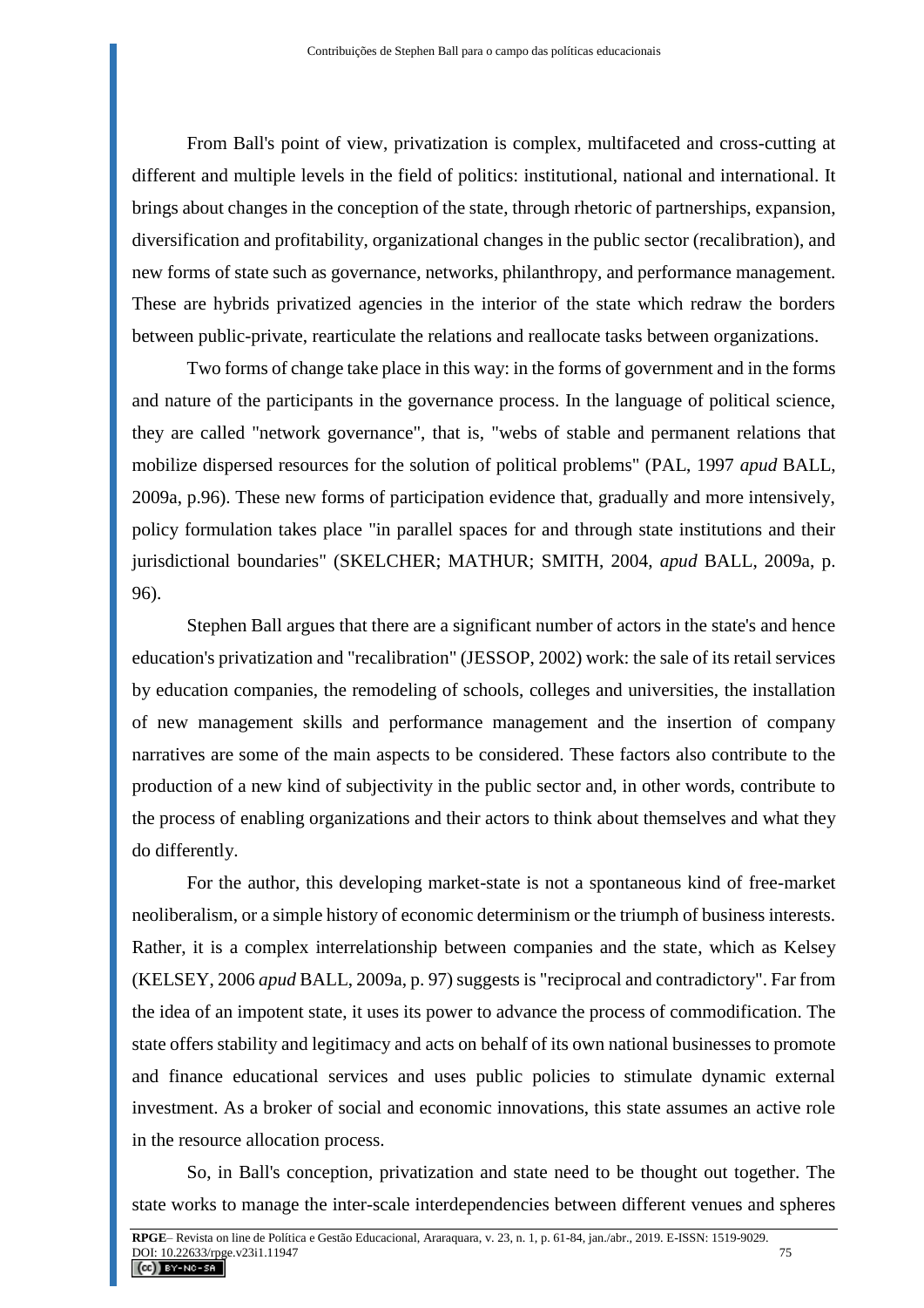From Ball's point of view, privatization is complex, multifaceted and cross-cutting at different and multiple levels in the field of politics: institutional, national and international. It brings about changes in the conception of the state, through rhetoric of partnerships, expansion, diversification and profitability, organizational changes in the public sector (recalibration), and new forms of state such as governance, networks, philanthropy, and performance management. These are hybrids privatized agencies in the interior of the state which redraw the borders between public-private, rearticulate the relations and reallocate tasks between organizations.

Two forms of change take place in this way: in the forms of government and in the forms and nature of the participants in the governance process. In the language of political science, they are called "network governance", that is, "webs of stable and permanent relations that mobilize dispersed resources for the solution of political problems" (PAL, 1997 *apud* BALL, 2009a, p.96). These new forms of participation evidence that, gradually and more intensively, policy formulation takes place "in parallel spaces for and through state institutions and their jurisdictional boundaries" (SKELCHER; MATHUR; SMITH, 2004, *apud* BALL, 2009a, p. 96).

Stephen Ball argues that there are a significant number of actors in the state's and hence education's privatization and "recalibration" (JESSOP, 2002) work: the sale of its retail services by education companies, the remodeling of schools, colleges and universities, the installation of new management skills and performance management and the insertion of company narratives are some of the main aspects to be considered. These factors also contribute to the production of a new kind of subjectivity in the public sector and, in other words, contribute to the process of enabling organizations and their actors to think about themselves and what they do differently.

For the author, this developing market-state is not a spontaneous kind of free-market neoliberalism, or a simple history of economic determinism or the triumph of business interests. Rather, it is a complex interrelationship between companies and the state, which as Kelsey (KELSEY, 2006 *apud* BALL, 2009a, p. 97) suggests is "reciprocal and contradictory". Far from the idea of an impotent state, it uses its power to advance the process of commodification. The state offers stability and legitimacy and acts on behalf of its own national businesses to promote and finance educational services and uses public policies to stimulate dynamic external investment. As a broker of social and economic innovations, this state assumes an active role in the resource allocation process.

So, in Ball's conception, privatization and state need to be thought out together. The state works to manage the inter-scale interdependencies between different venues and spheres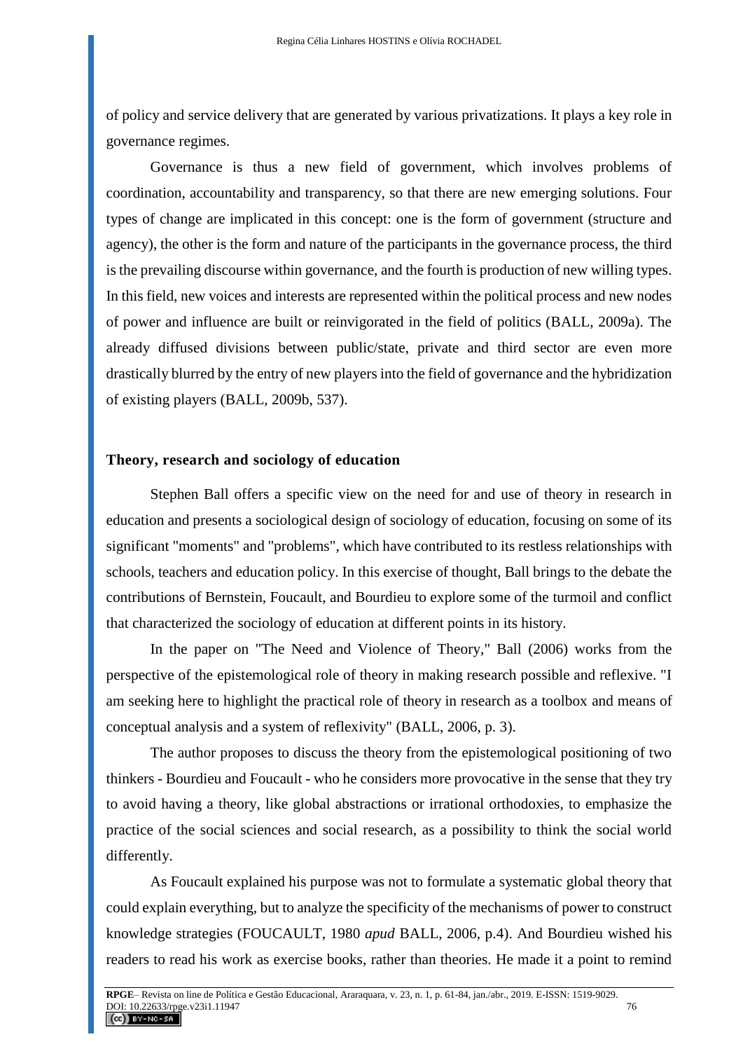of policy and service delivery that are generated by various privatizations. It plays a key role in governance regimes.

Governance is thus a new field of government, which involves problems of coordination, accountability and transparency, so that there are new emerging solutions. Four types of change are implicated in this concept: one is the form of government (structure and agency), the other is the form and nature of the participants in the governance process, the third is the prevailing discourse within governance, and the fourth is production of new willing types. In this field, new voices and interests are represented within the political process and new nodes of power and influence are built or reinvigorated in the field of politics (BALL, 2009a). The already diffused divisions between public/state, private and third sector are even more drastically blurred by the entry of new players into the field of governance and the hybridization of existing players (BALL, 2009b, 537).

## Theory, research and sociology of education

Stephen Ball offers a specific view on the need for and use of theory in research in education and presents a sociological design of sociology of education, focusing on some of its significant "moments" and "problems", which have contributed to its restless relationships with schools, teachers and education policy. In this exercise of thought, Ball brings to the debate the contributions of Bernstein, Foucault, and Bourdieu to explore some of the turmoil and conflict that characterized the sociology of education at different points in its history.

In the paper on "The Need and Violence of Theory," Ball (2006) works from the perspective of the epistemological role of theory in making research possible and reflexive. "I am seeking here to highlight the practical role of theory in research as a toolbox and means of conceptual analysis and a system of reflexivity" (BALL, 2006, p. 3).

The author proposes to discuss the theory from the epistemological positioning of two thinkers - Bourdieu and Foucault - who he considers more provocative in the sense that they try to avoid having a theory, like global abstractions or irrational orthodoxies, to emphasize the practice of the social sciences and social research, as a possibility to think the social world differently.

As Foucault explained his purpose was not to formulate a systematic global theory that could explain everything, but to analyze the specificity of the mechanisms of power to construct knowledge strategies (FOUCAULT, 1980 *apud* BALL, 2006, p.4). And Bourdieu wished his readers to read his work as exercise books, rather than theories. He made it a point to remind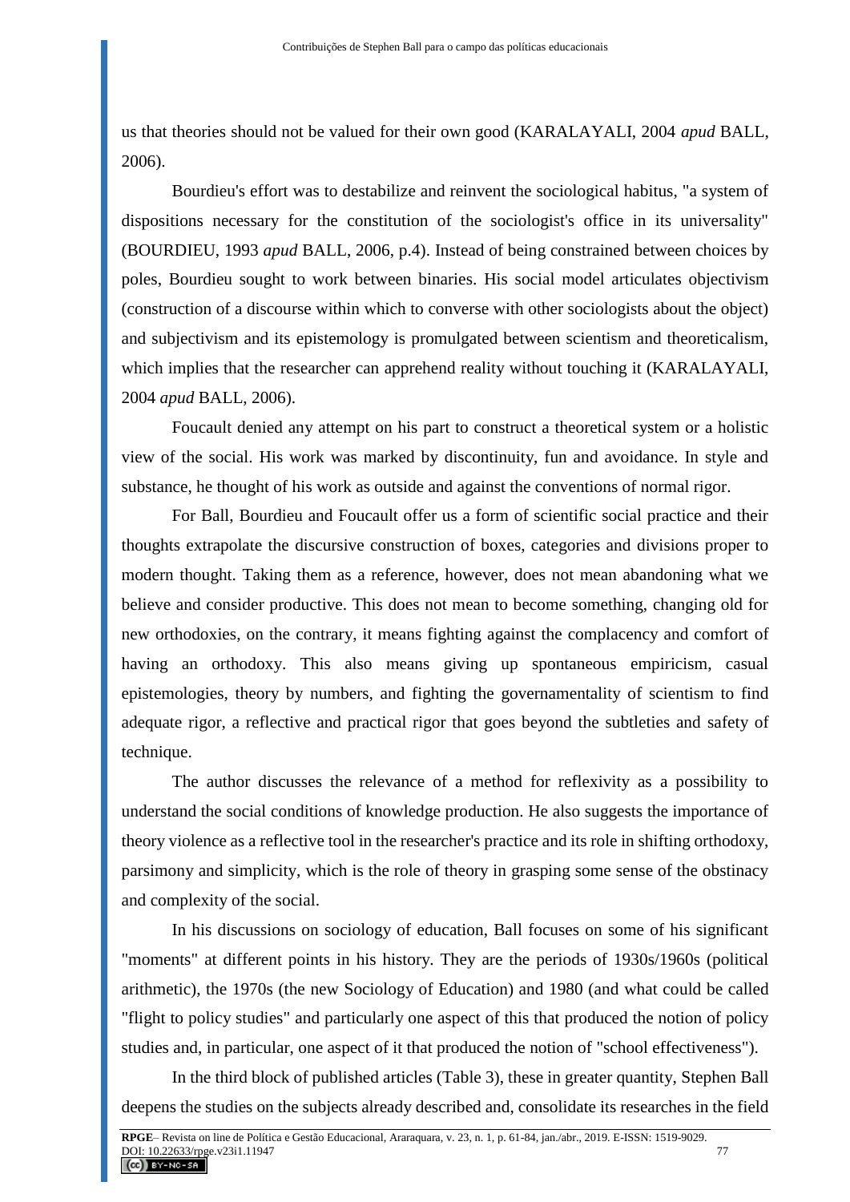us that theories should not be valued for their own good (KARALAYALI, 2004 *apud* BALL, 2006).

Bourdieu's effort was to destabilize and reinvent the sociological habitus, "a system of dispositions necessary for the constitution of the sociologist's office in its universality" (BOURDIEU, 1993 *apud* BALL, 2006, p.4). Instead of being constrained between choices by poles, Bourdieu sought to work between binaries. His social model articulates objectivism (construction of a discourse within which to converse with other sociologists about the object) and subjectivism and its epistemology is promulgated between scientism and theoreticalism, which implies that the researcher can apprehend reality without touching it (KARALAYALI, 2004 *apud* BALL, 2006).

Foucault denied any attempt on his part to construct a theoretical system or a holistic view of the social. His work was marked by discontinuity, fun and avoidance. In style and substance, he thought of his work as outside and against the conventions of normal rigor.

For Ball, Bourdieu and Foucault offer us a form of scientific social practice and their thoughts extrapolate the discursive construction of boxes, categories and divisions proper to modern thought. Taking them as a reference, however, does not mean abandoning what we believe and consider productive. This does not mean to become something, changing old for new orthodoxies, on the contrary, it means fighting against the complacency and comfort of having an orthodoxy. This also means giving up spontaneous empiricism, casual epistemologies, theory by numbers, and fighting the governamentality of scientism to find adequate rigor, a reflective and practical rigor that goes beyond the subtleties and safety of technique.

The author discusses the relevance of a method for reflexivity as a possibility to understand the social conditions of knowledge production. He also suggests the importance of theory violence as a reflective tool in the researcher's practice and its role in shifting orthodoxy, parsimony and simplicity, which is the role of theory in grasping some sense of the obstinacy and complexity of the social.

In his discussions on sociology of education, Ball focuses on some of his significant "moments" at different points in his history. They are the periods of 1930s/1960s (political arithmetic), the 1970s (the new Sociology of Education) and 1980 (and what could be called "flight to policy studies" and particularly one aspect of this that produced the notion of policy studies and, in particular, one aspect of it that produced the notion of "school effectiveness").

In the third block of published articles (Table 3), these in greater quantity, Stephen Ball deepens the studies on the subjects already described and, consolidate its researches in the field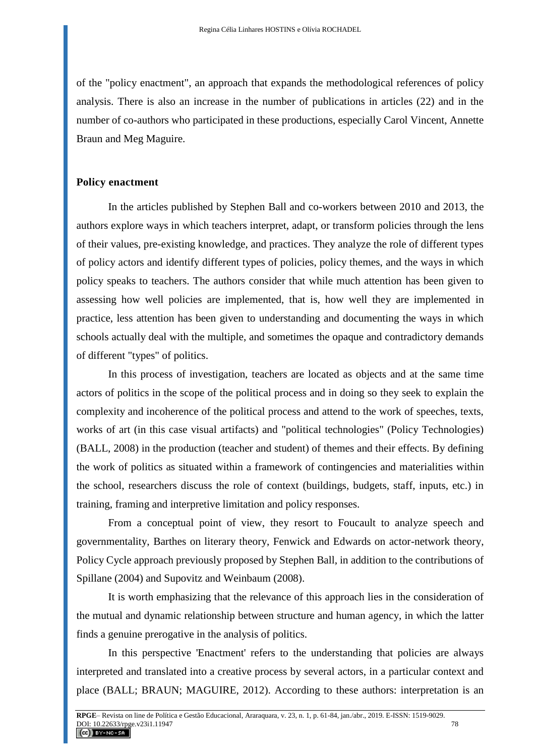of the "policy enactment", an approach that expands the methodological references of policy analysis. There is also an increase in the number of publications in articles (22) and in the number of co-authors who participated in these productions, especially Carol Vincent, Annette Braun and Meg Maguire.

## Policy enactment

In the articles published by Stephen Ball and co-workers between 2010 and 2013, the authors explore ways in which teachers interpret, adapt, or transform policies through the lens of their values, pre-existing knowledge, and practices. They analyze the role of different types of policy actors and identify different types of policies, policy themes, and the ways in which policy speaks to teachers. The authors consider that while much attention has been given to assessing how well policies are implemented, that is, how well they are implemented in practice, less attention has been given to understanding and documenting the ways in which schools actually deal with the multiple, and sometimes the opaque and contradictory demands of different "types" of politics.

In this process of investigation, teachers are located as objects and at the same time actors of politics in the scope of the political process and in doing so they seek to explain the complexity and incoherence of the political process and attend to the work of speeches, texts, works of art (in this case visual artifacts) and "political technologies" (Policy Technologies) (BALL, 2008) in the production (teacher and student) of themes and their effects. By defining the work of politics as situated within a framework of contingencies and materialities within the school, researchers discuss the role of context (buildings, budgets, staff, inputs, etc.) in training, framing and interpretive limitation and policy responses.

From a conceptual point of view, they resort to Foucault to analyze speech and governmentality, Barthes on literary theory, Fenwick and Edwards on actor-network theory, Policy Cycle approach previously proposed by Stephen Ball, in addition to the contributions of Spillane (2004) and Supovitz and Weinbaum (2008).

It is worth emphasizing that the relevance of this approach lies in the consideration of the mutual and dynamic relationship between structure and human agency, in which the latter finds a genuine prerogative in the analysis of politics.

In this perspective 'Enactment' refers to the understanding that policies are always interpreted and translated into a creative process by several actors, in a particular context and place (BALL; BRAUN; MAGUIRE, 2012). According to these authors: interpretation is an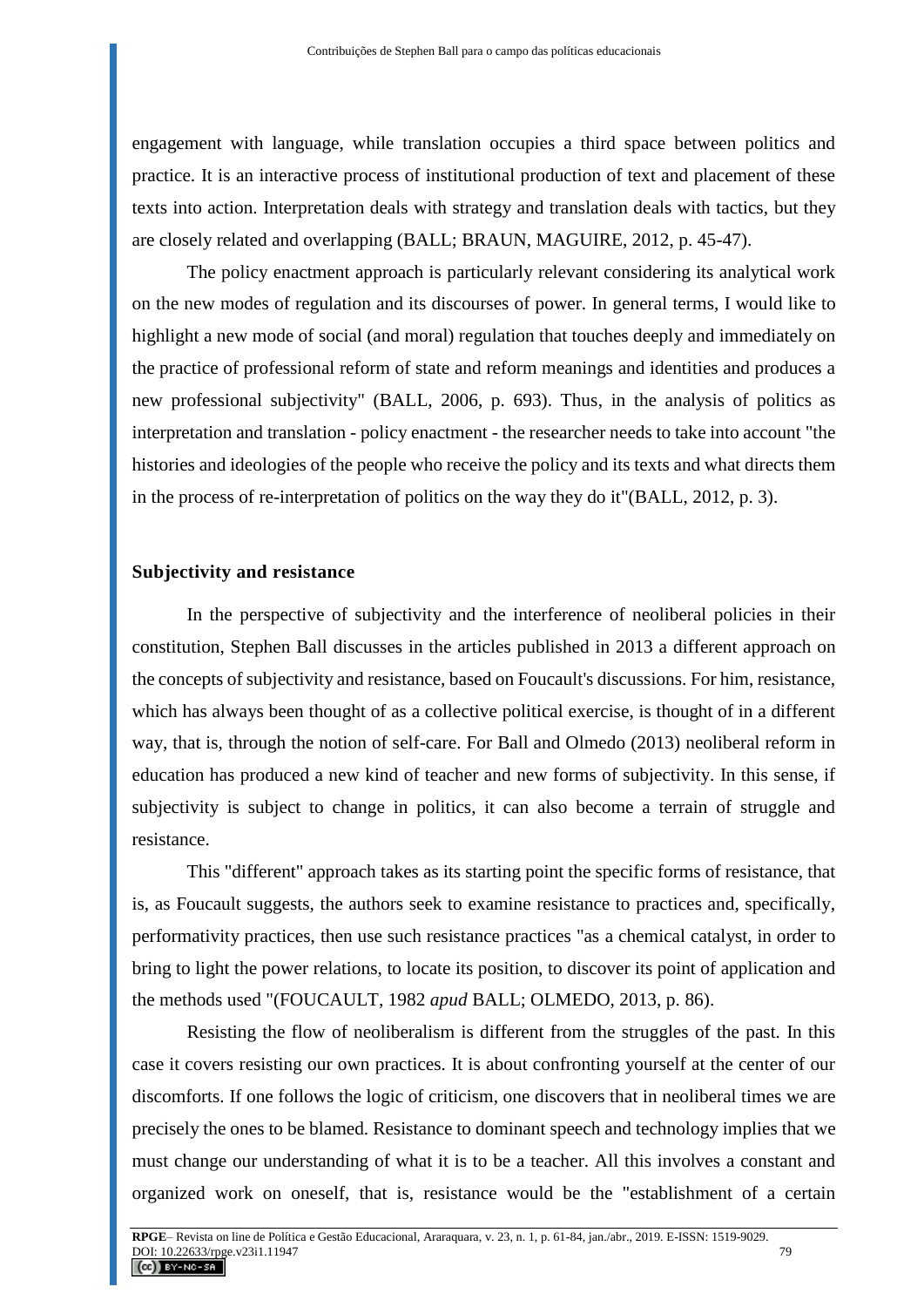engagement with language, while translation occupies a third space between politics and practice. It is an interactive process of institutional production of text and placement of these texts into action. Interpretation deals with strategy and translation deals with tactics, but they are closely related and overlapping (BALL; BRAUN, MAGUIRE, 2012, p. 45-47).

The policy enactment approach is particularly relevant considering its analytical work on the new modes of regulation and its discourses of power. In general terms, I would like to highlight a new mode of social (and moral) regulation that touches deeply and immediately on the practice of professional reform of state and reform meanings and identities and produces a new professional subjectivity" (BALL, 2006, p. 693). Thus, in the analysis of politics as interpretation and translation - policy enactment - the researcher needs to take into account "the histories and ideologies of the people who receive the policy and its texts and what directs them in the process of re-interpretation of politics on the way they do it"(BALL, 2012, p. 3).

## Subjectivity and resistance

In the perspective of subjectivity and the interference of neoliberal policies in their constitution, Stephen Ball discusses in the articles published in 2013 a different approach on the concepts of subjectivity and resistance, based on Foucault's discussions. For him, resistance, which has always been thought of as a collective political exercise, is thought of in a different way, that is, through the notion of self-care. For Ball and Olmedo (2013) neoliberal reform in education has produced a new kind of teacher and new forms of subjectivity. In this sense, if subjectivity is subject to change in politics, it can also become a terrain of struggle and resistance.

This "different" approach takes as its starting point the specific forms of resistance, that is, as Foucault suggests, the authors seek to examine resistance to practices and, specifically, performativity practices, then use such resistance practices "as a chemical catalyst, in order to bring to light the power relations, to locate its position, to discover its point of application and the methods used "(FOUCAULT, 1982 *apud* BALL; OLMEDO, 2013, p. 86).

Resisting the flow of neoliberalism is different from the struggles of the past. In this case it covers resisting our own practices. It is about confronting yourself at the center of our discomforts. If one follows the logic of criticism, one discovers that in neoliberal times we are precisely the ones to be blamed. Resistance to dominant speech and technology implies that we must change our understanding of what it is to be a teacher. All this involves a constant and organized work on oneself, that is, resistance would be the "establishment of a certain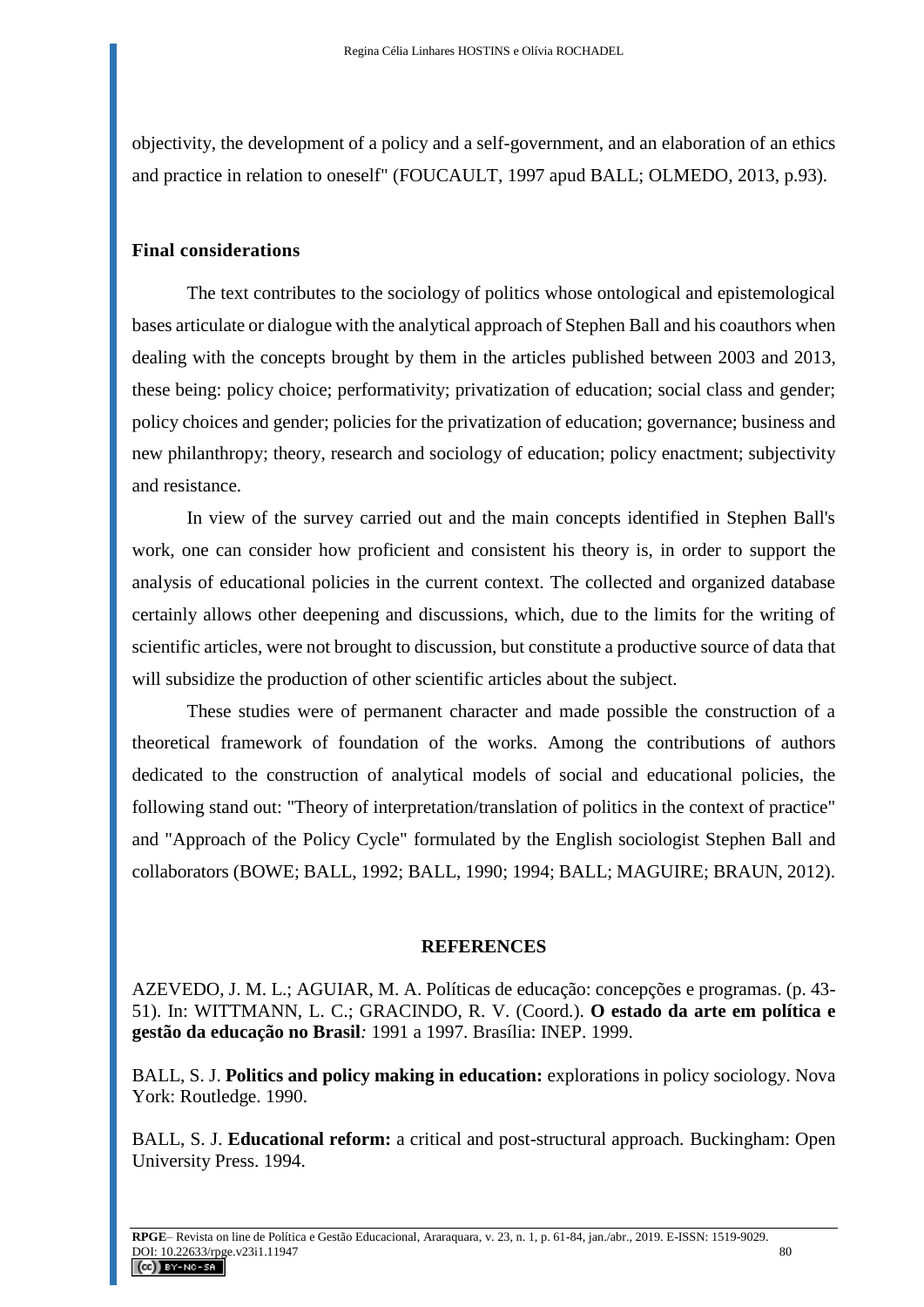objectivity, the development of a policy and a self-government, and an elaboration of an ethics and practice in relation to oneself" (FOUCAULT, 1997 apud BALL; OLMEDO, 2013, p.93).

## Final considerations

The text contributes to the sociology of politics whose ontological and epistemological bases articulate or dialogue with the analytical approach of Stephen Ball and his coauthors when dealing with the concepts brought by them in the articles published between 2003 and 2013, these being: policy choice; performativity; privatization of education; social class and gender; policy choices and gender; policies for the privatization of education; governance; business and new philanthropy; theory, research and sociology of education; policy enactment; subjectivity and resistance.

In view of the survey carried out and the main concepts identified in Stephen Ball's work, one can consider how proficient and consistent his theory is, in order to support the analysis of educational policies in the current context. The collected and organized database certainly allows other deepening and discussions, which, due to the limits for the writing of scientific articles, were not brought to discussion, but constitute a productive source of data that will subsidize the production of other scientific articles about the subject.

These studies were of permanent character and made possible the construction of a theoretical framework of foundation of the works. Among the contributions of authors dedicated to the construction of analytical models of social and educational policies, the following stand out: "Theory of interpretation/translation of politics in the context of practice" and "Approach of the Policy Cycle" formulated by the English sociologist Stephen Ball and collaborators (BOWE; BALL, 1992; BALL, 1990; 1994; BALL; MAGUIRE; BRAUN, 2012).

## REFERENCES

AZEVEDO, J. M. L.; AGUIAR, M. A. Políticas de educação: concepções e programas. (p. 43-51). In: WITTMANN, L. C.; GRACINDO, R. V. (Coord.). **O estado da arte em política e gestão da educação no Brasil***:* 1991 a 1997. Brasília: INEP. 1999.

BALL, S. J. **Politics and policy making in education:** explorations in policy sociology. Nova York: Routledge. 1990.

BALL, S. J. **Educational reform:** a critical and post-structural approach*.* Buckingham: Open University Press. 1994.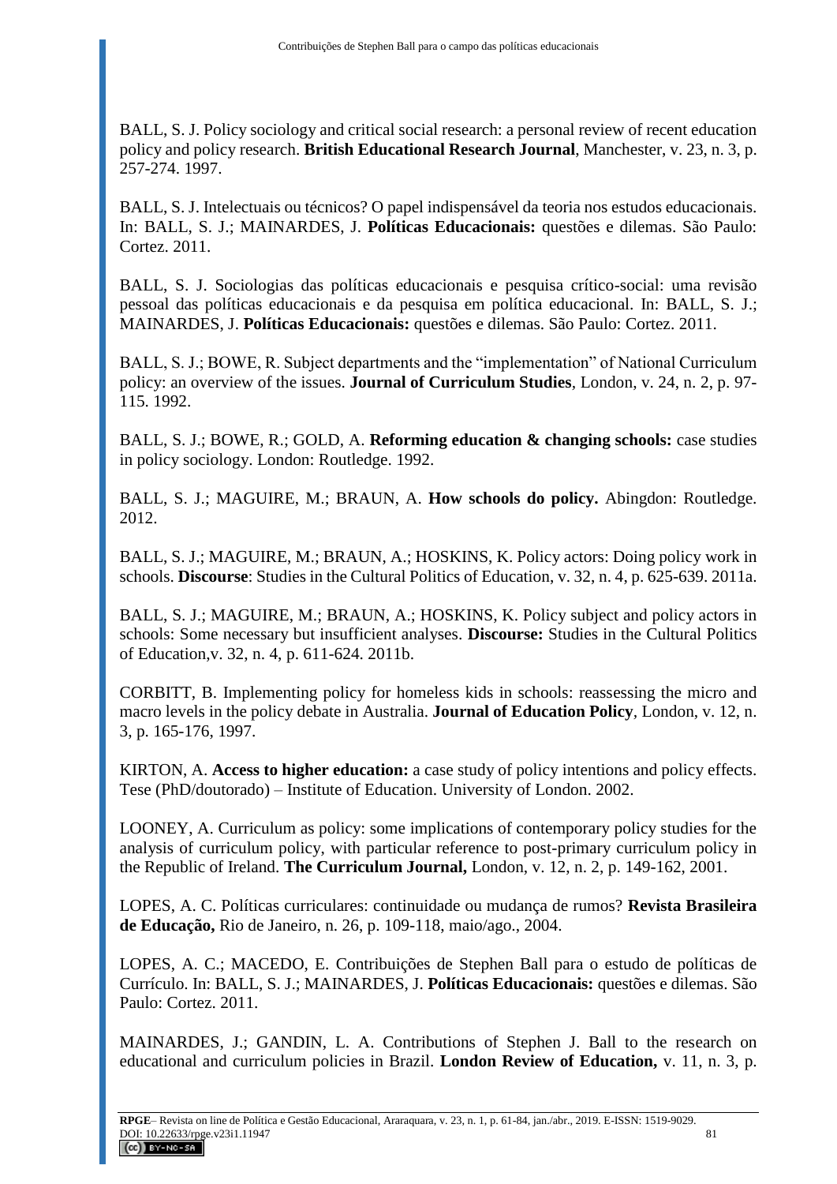BALL, S. J. Policy sociology and critical social research: a personal review of recent education policy and policy research. **British Educational Research Journal**, Manchester, v. 23, n. 3, p. 257-274. 1997.

BALL, S. J. Intelectuais ou técnicos? O papel indispensável da teoria nos estudos educacionais. In: BALL, S. J.; MAINARDES, J. **Políticas Educacionais:** questões e dilemas. São Paulo: Cortez. 2011.

BALL, S. J. Sociologias das políticas educacionais e pesquisa crítico-social: uma revisão pessoal das políticas educacionais e da pesquisa em política educacional. In: BALL, S. J.; MAINARDES, J. **Políticas Educacionais:** questões e dilemas. São Paulo: Cortez. 2011.

BALL, S. J.; BOWE, R. Subject departments and the "implementation" of National Curriculum policy: an overview of the issues. **Journal of Curriculum Studies**, London, v. 24, n. 2, p. 97-115. 1992.

BALL, S. J.; BOWE, R.; GOLD, A. **Reforming education & changing schools:** case studies in policy sociology. London: Routledge. 1992.

BALL, S. J.; MAGUIRE, M.; BRAUN, A. **How schools do policy.** Abingdon: Routledge. 2012.

BALL, S. J.; MAGUIRE, M.; BRAUN, A.; HOSKINS, K. Policy actors: Doing policy work in schools. **Discourse**: Studies in the Cultural Politics of Education, v. 32, n. 4, p. 625-639. 2011a.

BALL, S. J.; MAGUIRE, M.; BRAUN, A.; HOSKINS, K. Policy subject and policy actors in schools: Some necessary but insufficient analyses. **Discourse:** Studies in the Cultural Politics of Education,v. 32, n. 4, p. 611-624. 2011b.

CORBITT, B. Implementing policy for homeless kids in schools: reassessing the micro and macro levels in the policy debate in Australia. **Journal of Education Policy**, London, v. 12, n. 3, p. 165-176, 1997.

KIRTON, A. **Access to higher education:** a case study of policy intentions and policy effects. Tese (PhD/doutorado) – Institute of Education. University of London. 2002.

LOONEY, A. Curriculum as policy: some implications of contemporary policy studies for the analysis of curriculum policy, with particular reference to post-primary curriculum policy in the Republic of Ireland. **The Curriculum Journal,** London, v. 12, n. 2, p. 149-162, 2001.

LOPES, A. C. Políticas curriculares: continuidade ou mudança de rumos? **Revista Brasileira de Educação,** Rio de Janeiro, n. 26, p. 109-118, maio/ago., 2004.

LOPES, A. C.; MACEDO, E. Contribuições de Stephen Ball para o estudo de políticas de Currículo. In: BALL, S. J.; MAINARDES, J. **Políticas Educacionais:** questões e dilemas. São Paulo: Cortez. 2011.

MAINARDES, J.; GANDIN, L. A. Contributions of Stephen J. Ball to the research on educational and curriculum policies in Brazil. **London Review of Education,** v. 11, n. 3, p.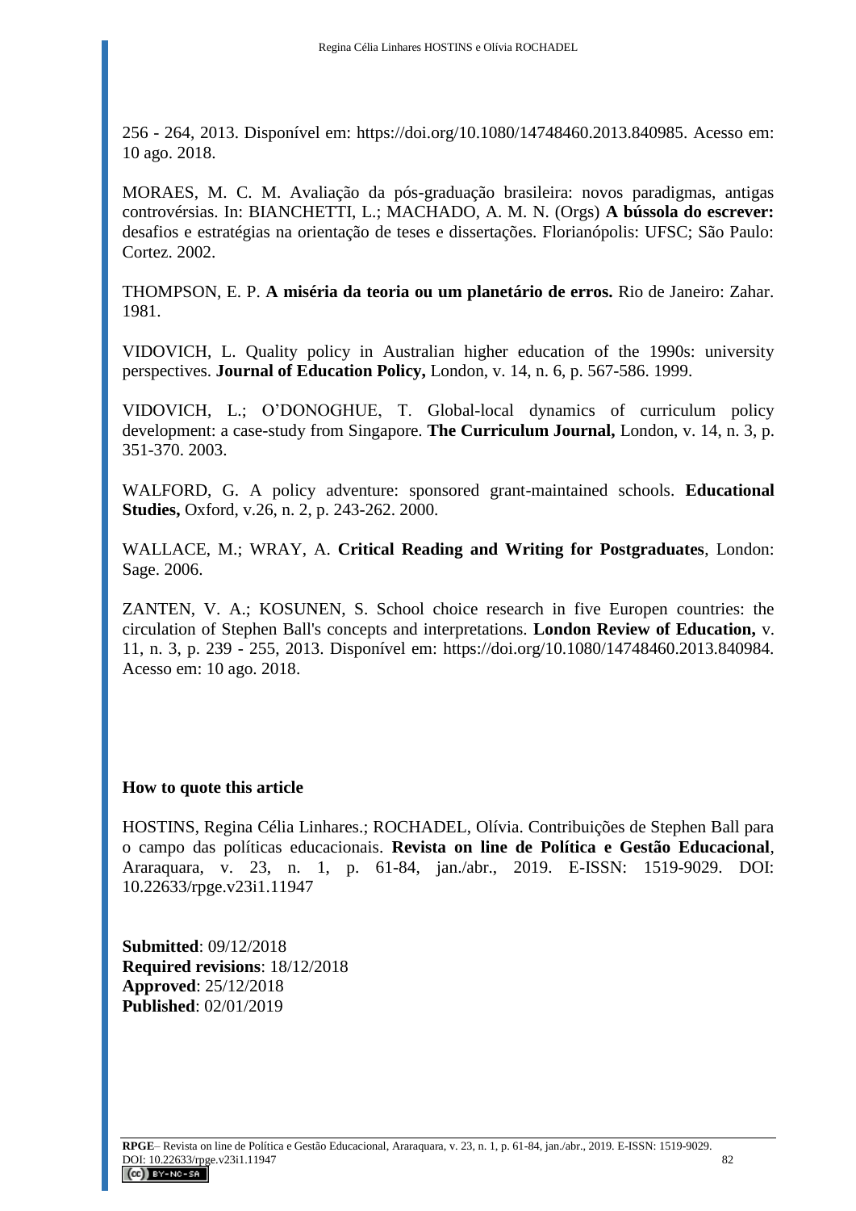256 - 264, 2013. Disponível em: https://doi.org/10.1080/14748460.2013.840985. Acesso em: 10 ago. 2018.

MORAES, M. C. M. Avaliação da pós-graduação brasileira: novos paradigmas, antigas controvérsias. In: BIANCHETTI, L.; MACHADO, A. M. N. (Orgs) **A bússola do escrever:** desafios e estratégias na orientação de teses e dissertações. Florianópolis: UFSC; São Paulo: Cortez. 2002.

THOMPSON, E. P. **A miséria da teoria ou um planetário de erros.** Rio de Janeiro: Zahar. 1981.

VIDOVICH, L. Quality policy in Australian higher education of the 1990s: university perspectives. **Journal of Education Policy,** London, v. 14, n. 6, p. 567-586. 1999.

VIDOVICH, L.; O'DONOGHUE, T. Global-local dynamics of curriculum policy development: a case-study from Singapore. **The Curriculum Journal,** London, v. 14, n. 3, p. 351-370. 2003.

WALFORD, G. A policy adventure: sponsored grant-maintained schools. **Educational Studies,** Oxford, v.26, n. 2, p. 243-262. 2000.

WALLACE, M.; WRAY, A. **Critical Reading and Writing for Postgraduates**, London: Sage. 2006.

ZANTEN, V. A.; KOSUNEN, S. School choice research in five Europen countries: the circulation of Stephen Ball's concepts and interpretations. **London Review of Education,** v. 11, n. 3, p. 239 - 255, 2013. Disponível em: https://doi.org/10.1080/14748460.2013.840984. Acesso em: 10 ago. 2018.

#### How to quote this article

HOSTINS, Regina Célia Linhares.; ROCHADEL, Olívia. Contribuições de Stephen Ball para o campo das políticas educacionais. **Revista on line de Política e Gestão Educacional**, Araraquara, v. 23, n. 1, p. 61-84, jan./abr., 2019. E-ISSN: 1519-9029. DOI: 10.22633/rpge.v23i1.11947

**Submitted**: 09/12/2018
**Required revisions**: 18/12/2018
**Approved**: 25/12/2018
**Published**: 02/01/2019